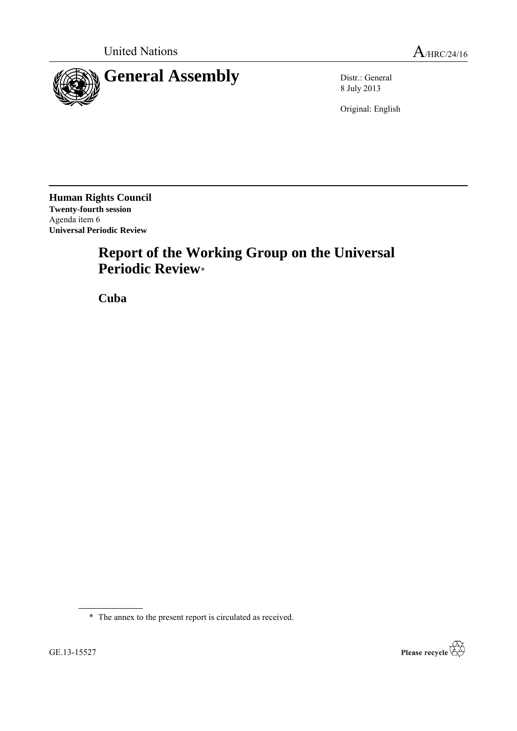United Nations A/HRC/24/16

# General Assembly

Distr.: General
8 July 2013

Original: English

**Human Rights Council**
**Twenty-fourth session**
Agenda item 6
**Universal Periodic Review**

# Report of the Working Group on the Universal Periodic Review*

## Cuba

\* The annex to the present report is circulated as received.

GE.13-15527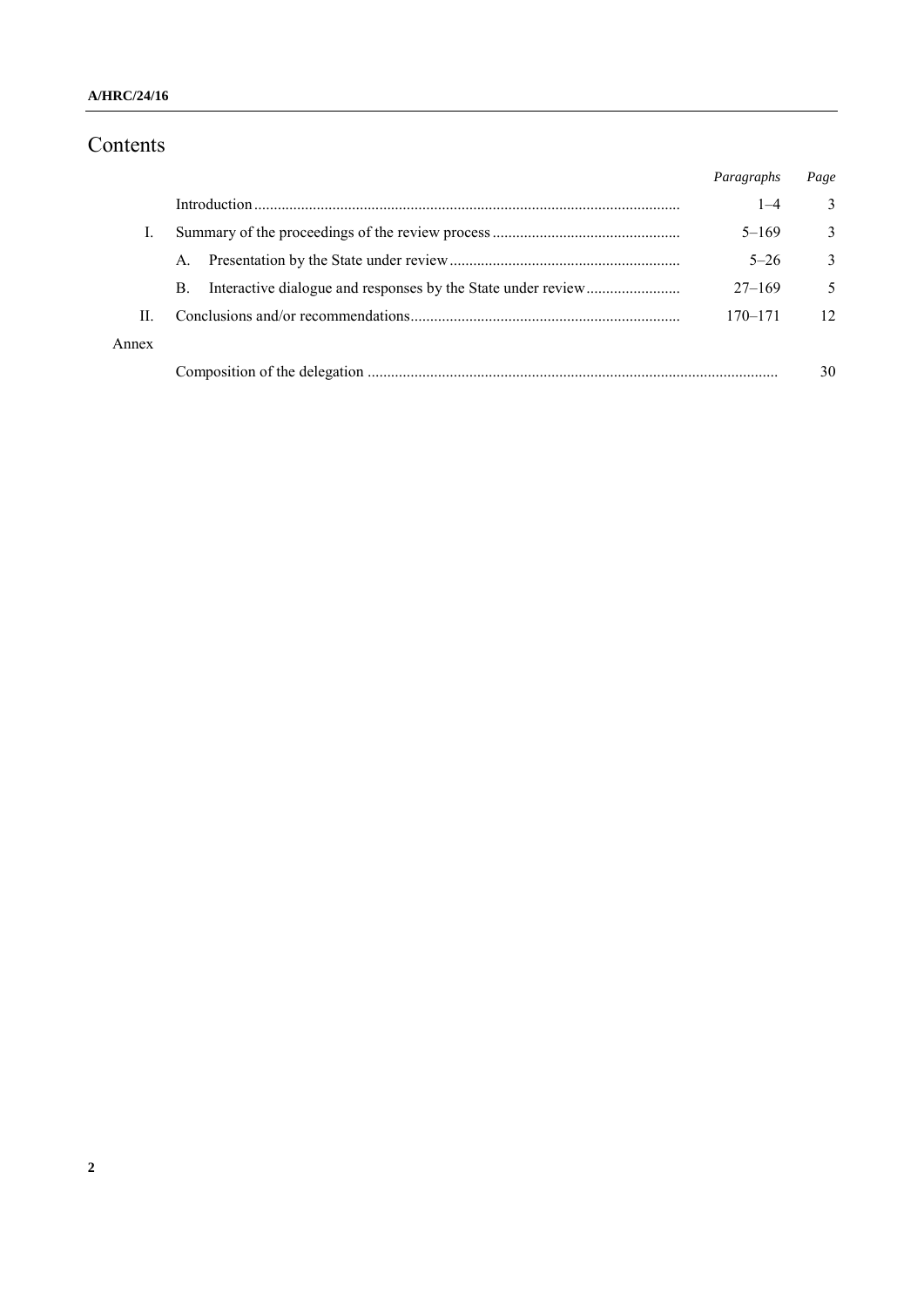# Contents

| | | Paragraphs | Page |
|---|---|---|---|
| | Introduction | 1–4 | 3 |
| I. | Summary of the proceedings of the review process | 5–169 | 3 |
| | A. Presentation by the State under review | 5–26 | 3 |
| | B. Interactive dialogue and responses by the State under review | 27–169 | 5 |
| II. | Conclusions and/or recommendations | 170–171 | 12 |
| Annex | | | |
| | Composition of the delegation | | 30 |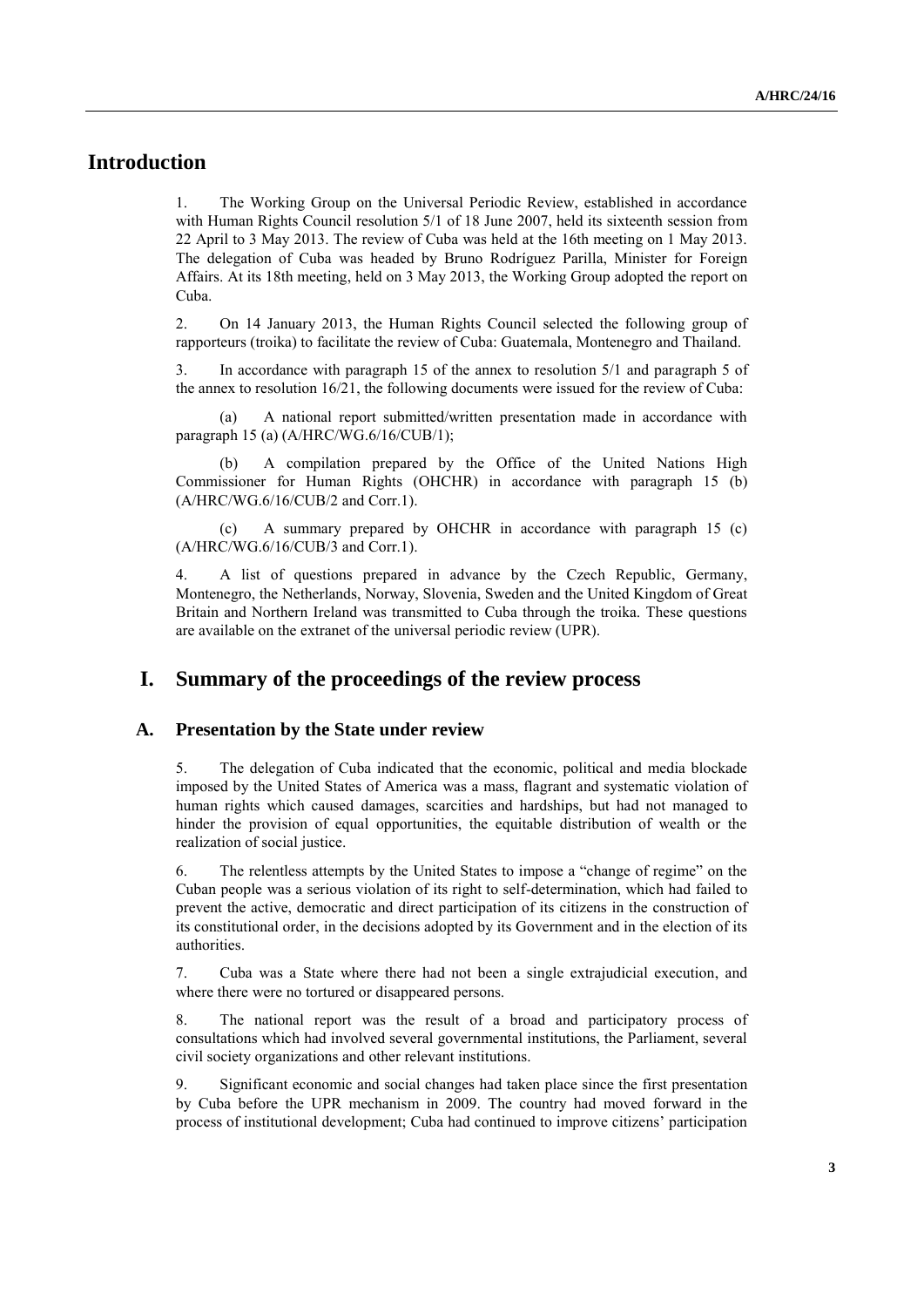# Introduction

1. The Working Group on the Universal Periodic Review, established in accordance with Human Rights Council resolution 5/1 of 18 June 2007, held its sixteenth session from 22 April to 3 May 2013. The review of Cuba was held at the 16th meeting on 1 May 2013. The delegation of Cuba was headed by Bruno Rodríguez Parilla, Minister for Foreign Affairs. At its 18th meeting, held on 3 May 2013, the Working Group adopted the report on Cuba.

2. On 14 January 2013, the Human Rights Council selected the following group of rapporteurs (troika) to facilitate the review of Cuba: Guatemala, Montenegro and Thailand.

3. In accordance with paragraph 15 of the annex to resolution 5/1 and paragraph 5 of the annex to resolution 16/21, the following documents were issued for the review of Cuba:

(a) A national report submitted/written presentation made in accordance with paragraph 15 (a) (A/HRC/WG.6/16/CUB/1);

(b) A compilation prepared by the Office of the United Nations High Commissioner for Human Rights (OHCHR) in accordance with paragraph 15 (b) (A/HRC/WG.6/16/CUB/2 and Corr.1).

(c) A summary prepared by OHCHR in accordance with paragraph 15 (c) (A/HRC/WG.6/16/CUB/3 and Corr.1).

4. A list of questions prepared in advance by the Czech Republic, Germany, Montenegro, the Netherlands, Norway, Slovenia, Sweden and the United Kingdom of Great Britain and Northern Ireland was transmitted to Cuba through the troika. These questions are available on the extranet of the universal periodic review (UPR).

# I. Summary of the proceedings of the review process

## A. Presentation by the State under review

5. The delegation of Cuba indicated that the economic, political and media blockade imposed by the United States of America was a mass, flagrant and systematic violation of human rights which caused damages, scarcities and hardships, but had not managed to hinder the provision of equal opportunities, the equitable distribution of wealth or the realization of social justice.

6. The relentless attempts by the United States to impose a "change of regime" on the Cuban people was a serious violation of its right to self-determination, which had failed to prevent the active, democratic and direct participation of its citizens in the construction of its constitutional order, in the decisions adopted by its Government and in the election of its authorities.

7. Cuba was a State where there had not been a single extrajudicial execution, and where there were no tortured or disappeared persons.

8. The national report was the result of a broad and participatory process of consultations which had involved several governmental institutions, the Parliament, several civil society organizations and other relevant institutions.

9. Significant economic and social changes had taken place since the first presentation by Cuba before the UPR mechanism in 2009. The country had moved forward in the process of institutional development; Cuba had continued to improve citizens' participation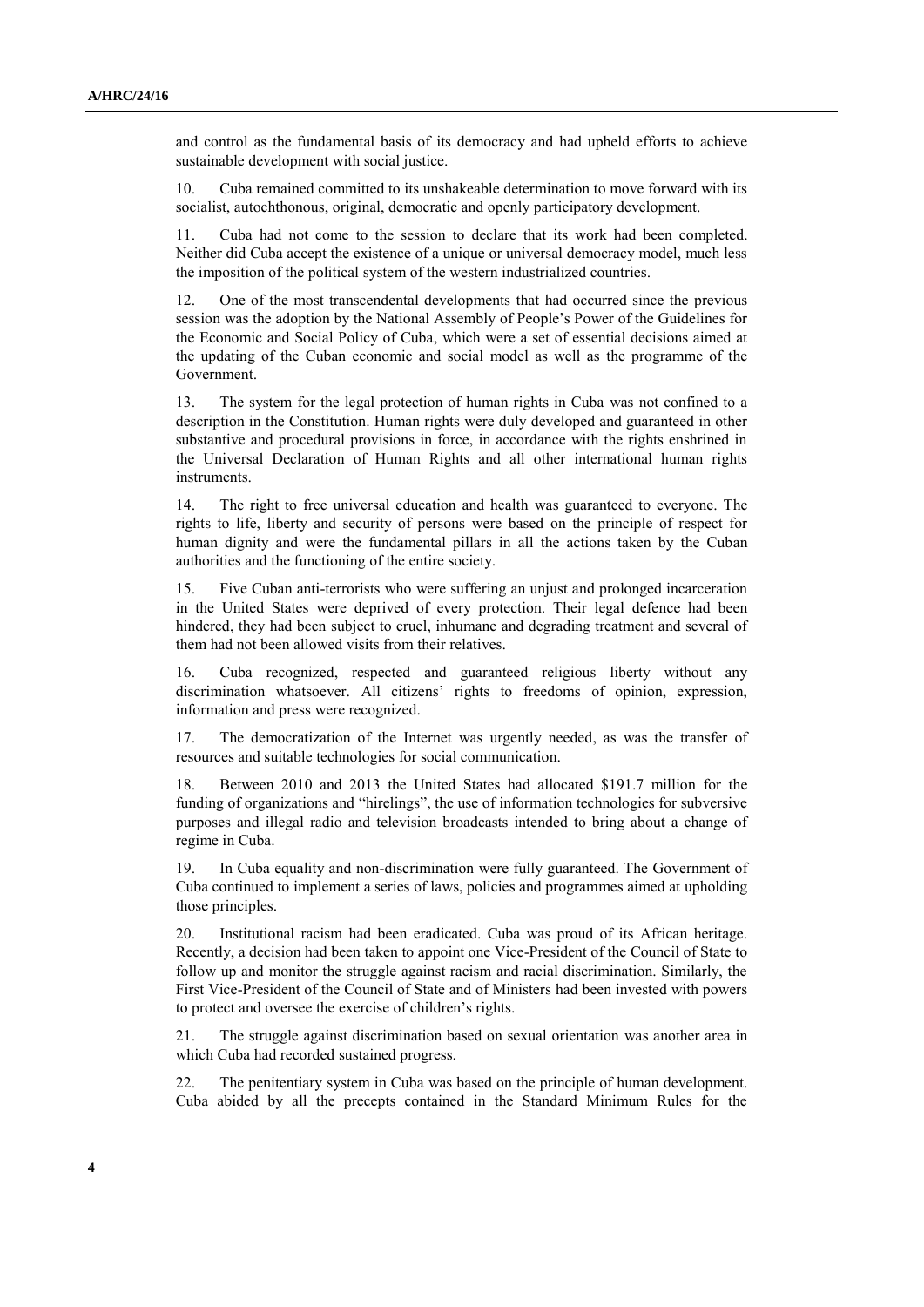and control as the fundamental basis of its democracy and had upheld efforts to achieve sustainable development with social justice.

10. Cuba remained committed to its unshakeable determination to move forward with its socialist, autochthonous, original, democratic and openly participatory development.

11. Cuba had not come to the session to declare that its work had been completed. Neither did Cuba accept the existence of a unique or universal democracy model, much less the imposition of the political system of the western industrialized countries.

12. One of the most transcendental developments that had occurred since the previous session was the adoption by the National Assembly of People's Power of the Guidelines for the Economic and Social Policy of Cuba, which were a set of essential decisions aimed at the updating of the Cuban economic and social model as well as the programme of the Government.

13. The system for the legal protection of human rights in Cuba was not confined to a description in the Constitution. Human rights were duly developed and guaranteed in other substantive and procedural provisions in force, in accordance with the rights enshrined in the Universal Declaration of Human Rights and all other international human rights instruments.

14. The right to free universal education and health was guaranteed to everyone. The rights to life, liberty and security of persons were based on the principle of respect for human dignity and were the fundamental pillars in all the actions taken by the Cuban authorities and the functioning of the entire society.

15. Five Cuban anti-terrorists who were suffering an unjust and prolonged incarceration in the United States were deprived of every protection. Their legal defence had been hindered, they had been subject to cruel, inhumane and degrading treatment and several of them had not been allowed visits from their relatives.

16. Cuba recognized, respected and guaranteed religious liberty without any discrimination whatsoever. All citizens' rights to freedoms of opinion, expression, information and press were recognized.

17. The democratization of the Internet was urgently needed, as was the transfer of resources and suitable technologies for social communication.

18. Between 2010 and 2013 the United States had allocated \$191.7 million for the funding of organizations and "hirelings", the use of information technologies for subversive purposes and illegal radio and television broadcasts intended to bring about a change of regime in Cuba.

19. In Cuba equality and non-discrimination were fully guaranteed. The Government of Cuba continued to implement a series of laws, policies and programmes aimed at upholding those principles.

20. Institutional racism had been eradicated. Cuba was proud of its African heritage. Recently, a decision had been taken to appoint one Vice-President of the Council of State to follow up and monitor the struggle against racism and racial discrimination. Similarly, the First Vice-President of the Council of State and of Ministers had been invested with powers to protect and oversee the exercise of children's rights.

21. The struggle against discrimination based on sexual orientation was another area in which Cuba had recorded sustained progress.

22. The penitentiary system in Cuba was based on the principle of human development. Cuba abided by all the precepts contained in the Standard Minimum Rules for the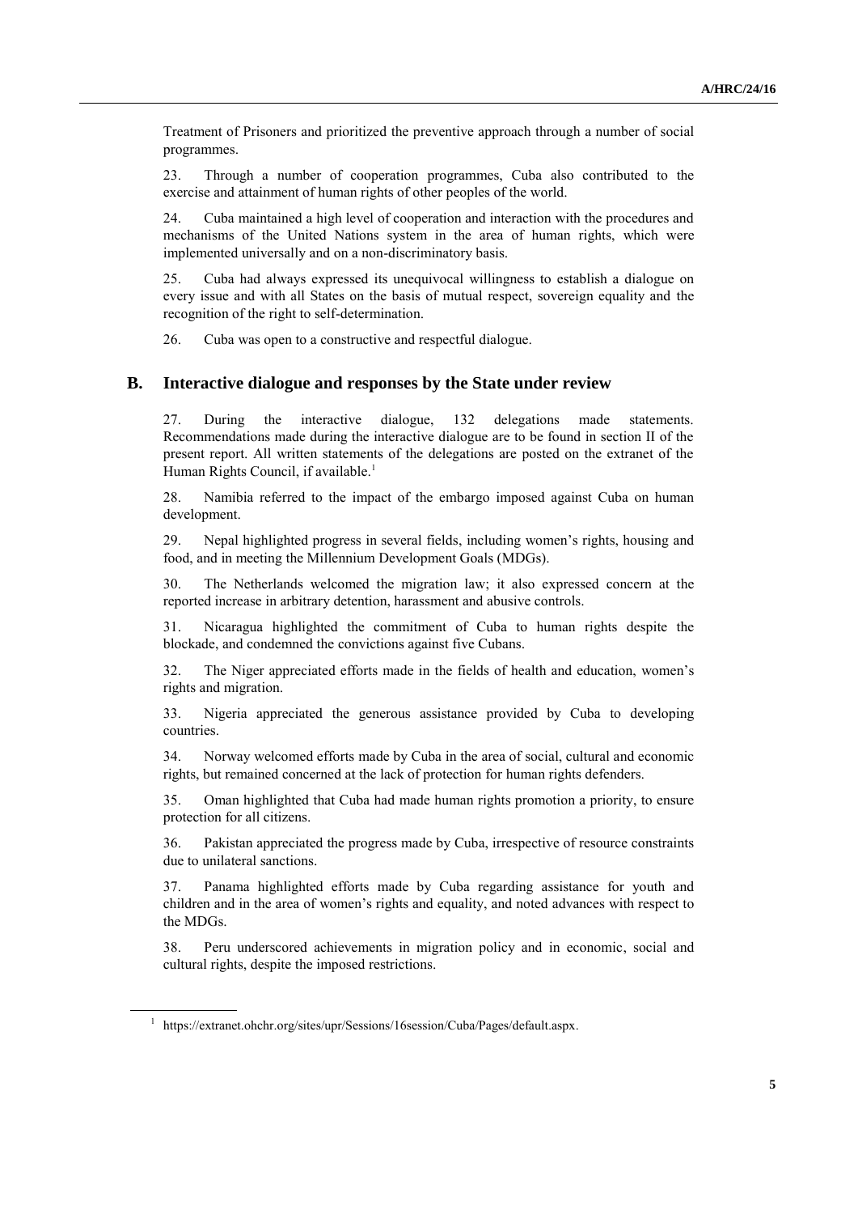Treatment of Prisoners and prioritized the preventive approach through a number of social programmes.

23. Through a number of cooperation programmes, Cuba also contributed to the exercise and attainment of human rights of other peoples of the world.

24. Cuba maintained a high level of cooperation and interaction with the procedures and mechanisms of the United Nations system in the area of human rights, which were implemented universally and on a non-discriminatory basis.

25. Cuba had always expressed its unequivocal willingness to establish a dialogue on every issue and with all States on the basis of mutual respect, sovereign equality and the recognition of the right to self-determination.

26. Cuba was open to a constructive and respectful dialogue.

## B. Interactive dialogue and responses by the State under review

27. During the interactive dialogue, 132 delegations made statements. Recommendations made during the interactive dialogue are to be found in section II of the present report. All written statements of the delegations are posted on the extranet of the Human Rights Council, if available.[1]

28. Namibia referred to the impact of the embargo imposed against Cuba on human development.

29. Nepal highlighted progress in several fields, including women's rights, housing and food, and in meeting the Millennium Development Goals (MDGs).

30. The Netherlands welcomed the migration law; it also expressed concern at the reported increase in arbitrary detention, harassment and abusive controls.

31. Nicaragua highlighted the commitment of Cuba to human rights despite the blockade, and condemned the convictions against five Cubans.

32. The Niger appreciated efforts made in the fields of health and education, women's rights and migration.

33. Nigeria appreciated the generous assistance provided by Cuba to developing countries.

34. Norway welcomed efforts made by Cuba in the area of social, cultural and economic rights, but remained concerned at the lack of protection for human rights defenders.

35. Oman highlighted that Cuba had made human rights promotion a priority, to ensure protection for all citizens.

36. Pakistan appreciated the progress made by Cuba, irrespective of resource constraints due to unilateral sanctions.

37. Panama highlighted efforts made by Cuba regarding assistance for youth and children and in the area of women's rights and equality, and noted advances with respect to the MDGs.

38. Peru underscored achievements in migration policy and in economic, social and cultural rights, despite the imposed restrictions.

[1] https://extranet.ohchr.org/sites/upr/Sessions/16session/Cuba/Pages/default.aspx.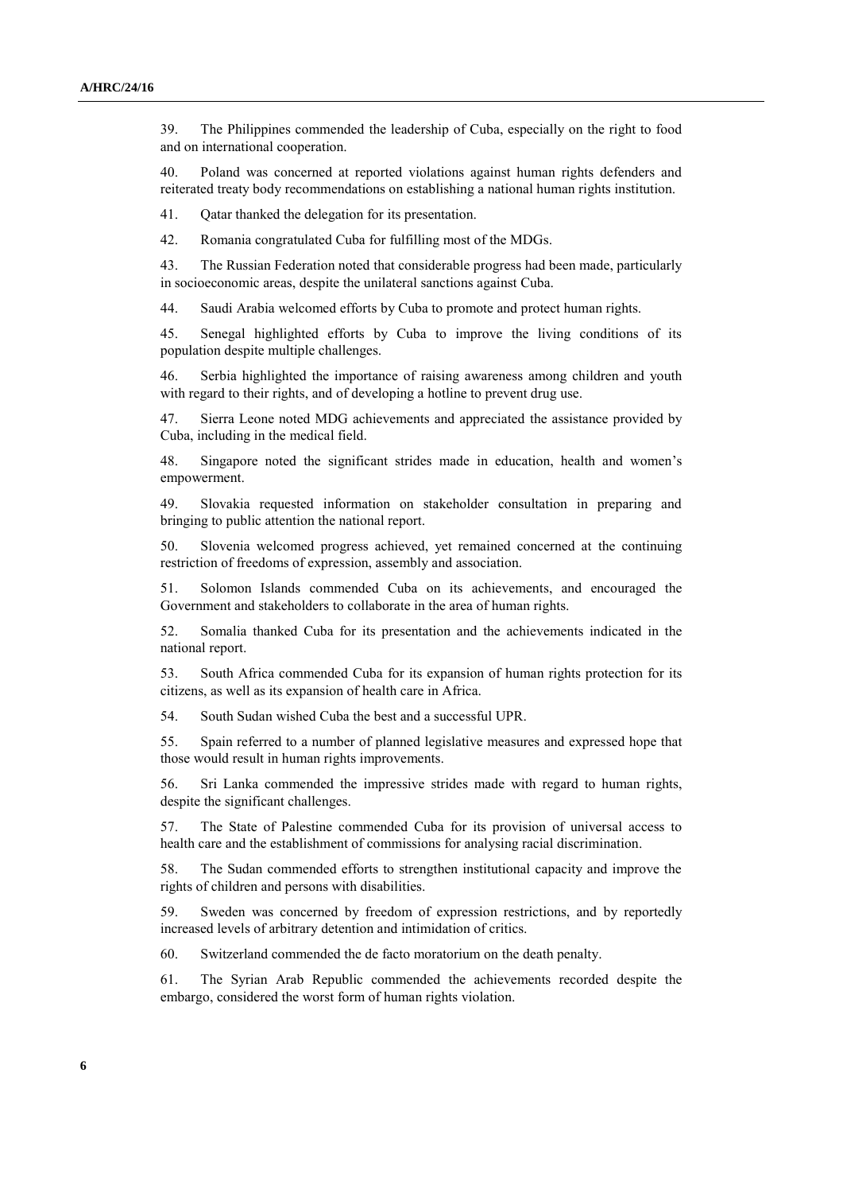39. The Philippines commended the leadership of Cuba, especially on the right to food and on international cooperation.

40. Poland was concerned at reported violations against human rights defenders and reiterated treaty body recommendations on establishing a national human rights institution.

41. Qatar thanked the delegation for its presentation.

42. Romania congratulated Cuba for fulfilling most of the MDGs.

43. The Russian Federation noted that considerable progress had been made, particularly in socioeconomic areas, despite the unilateral sanctions against Cuba.

44. Saudi Arabia welcomed efforts by Cuba to promote and protect human rights.

45. Senegal highlighted efforts by Cuba to improve the living conditions of its population despite multiple challenges.

46. Serbia highlighted the importance of raising awareness among children and youth with regard to their rights, and of developing a hotline to prevent drug use.

47. Sierra Leone noted MDG achievements and appreciated the assistance provided by Cuba, including in the medical field.

48. Singapore noted the significant strides made in education, health and women's empowerment.

49. Slovakia requested information on stakeholder consultation in preparing and bringing to public attention the national report.

50. Slovenia welcomed progress achieved, yet remained concerned at the continuing restriction of freedoms of expression, assembly and association.

51. Solomon Islands commended Cuba on its achievements, and encouraged the Government and stakeholders to collaborate in the area of human rights.

52. Somalia thanked Cuba for its presentation and the achievements indicated in the national report.

53. South Africa commended Cuba for its expansion of human rights protection for its citizens, as well as its expansion of health care in Africa.

54. South Sudan wished Cuba the best and a successful UPR.

55. Spain referred to a number of planned legislative measures and expressed hope that those would result in human rights improvements.

56. Sri Lanka commended the impressive strides made with regard to human rights, despite the significant challenges.

57. The State of Palestine commended Cuba for its provision of universal access to health care and the establishment of commissions for analysing racial discrimination.

58. The Sudan commended efforts to strengthen institutional capacity and improve the rights of children and persons with disabilities.

59. Sweden was concerned by freedom of expression restrictions, and by reportedly increased levels of arbitrary detention and intimidation of critics.

60. Switzerland commended the de facto moratorium on the death penalty.

61. The Syrian Arab Republic commended the achievements recorded despite the embargo, considered the worst form of human rights violation.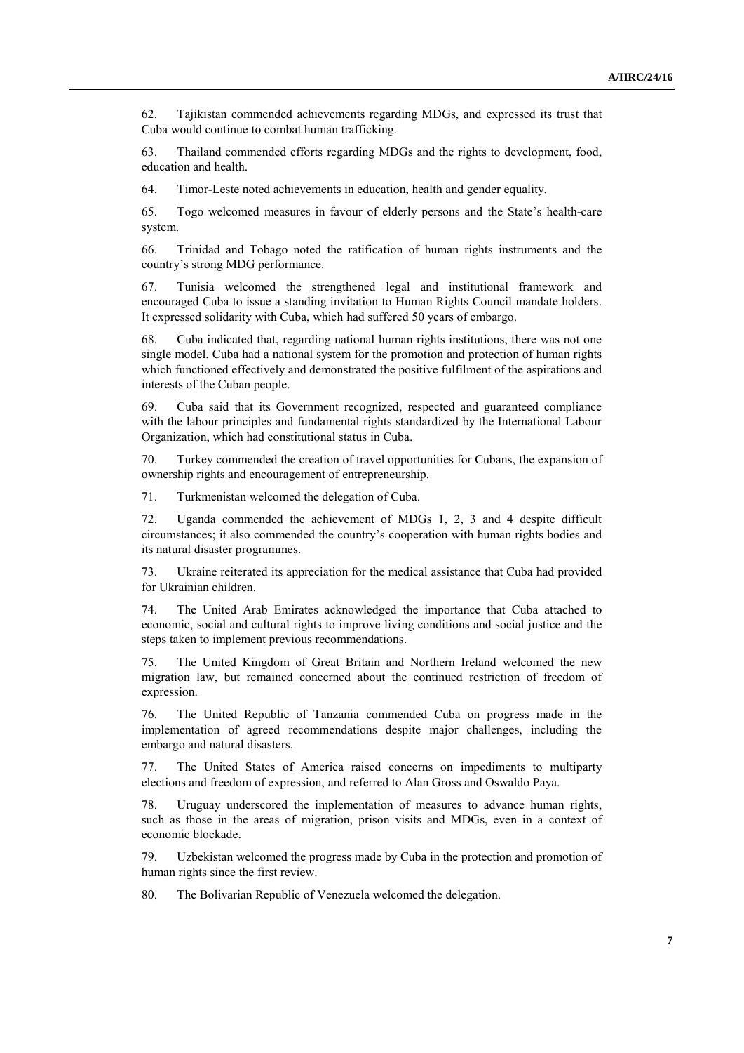62. Tajikistan commended achievements regarding MDGs, and expressed its trust that Cuba would continue to combat human trafficking.

63. Thailand commended efforts regarding MDGs and the rights to development, food, education and health.

64. Timor-Leste noted achievements in education, health and gender equality.

65. Togo welcomed measures in favour of elderly persons and the State's health-care system.

66. Trinidad and Tobago noted the ratification of human rights instruments and the country's strong MDG performance.

67. Tunisia welcomed the strengthened legal and institutional framework and encouraged Cuba to issue a standing invitation to Human Rights Council mandate holders. It expressed solidarity with Cuba, which had suffered 50 years of embargo.

68. Cuba indicated that, regarding national human rights institutions, there was not one single model. Cuba had a national system for the promotion and protection of human rights which functioned effectively and demonstrated the positive fulfilment of the aspirations and interests of the Cuban people.

69. Cuba said that its Government recognized, respected and guaranteed compliance with the labour principles and fundamental rights standardized by the International Labour Organization, which had constitutional status in Cuba.

70. Turkey commended the creation of travel opportunities for Cubans, the expansion of ownership rights and encouragement of entrepreneurship.

71. Turkmenistan welcomed the delegation of Cuba.

72. Uganda commended the achievement of MDGs 1, 2, 3 and 4 despite difficult circumstances; it also commended the country's cooperation with human rights bodies and its natural disaster programmes.

73. Ukraine reiterated its appreciation for the medical assistance that Cuba had provided for Ukrainian children.

74. The United Arab Emirates acknowledged the importance that Cuba attached to economic, social and cultural rights to improve living conditions and social justice and the steps taken to implement previous recommendations.

75. The United Kingdom of Great Britain and Northern Ireland welcomed the new migration law, but remained concerned about the continued restriction of freedom of expression.

76. The United Republic of Tanzania commended Cuba on progress made in the implementation of agreed recommendations despite major challenges, including the embargo and natural disasters.

77. The United States of America raised concerns on impediments to multiparty elections and freedom of expression, and referred to Alan Gross and Oswaldo Paya.

78. Uruguay underscored the implementation of measures to advance human rights, such as those in the areas of migration, prison visits and MDGs, even in a context of economic blockade.

79. Uzbekistan welcomed the progress made by Cuba in the protection and promotion of human rights since the first review.

80. The Bolivarian Republic of Venezuela welcomed the delegation.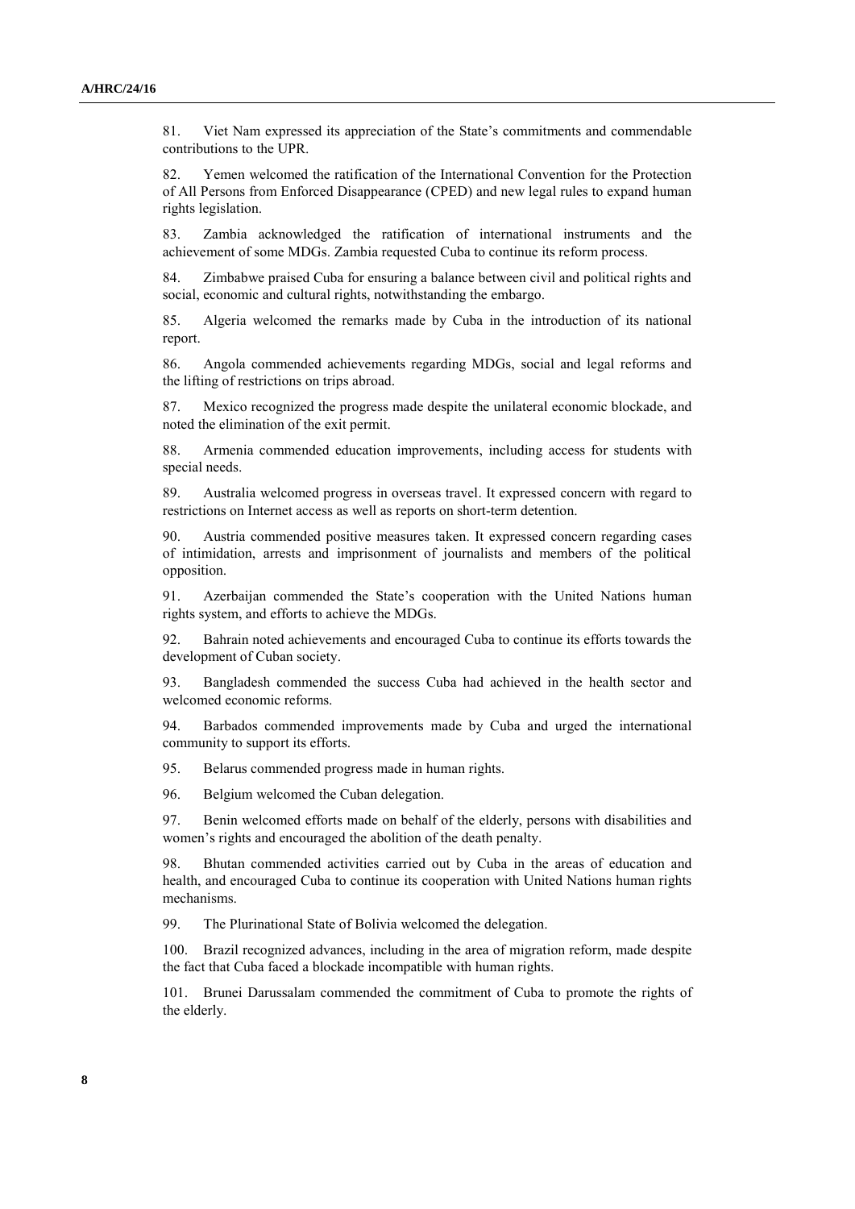81. Viet Nam expressed its appreciation of the State's commitments and commendable contributions to the UPR.

82. Yemen welcomed the ratification of the International Convention for the Protection of All Persons from Enforced Disappearance (CPED) and new legal rules to expand human rights legislation.

83. Zambia acknowledged the ratification of international instruments and the achievement of some MDGs. Zambia requested Cuba to continue its reform process.

84. Zimbabwe praised Cuba for ensuring a balance between civil and political rights and social, economic and cultural rights, notwithstanding the embargo.

85. Algeria welcomed the remarks made by Cuba in the introduction of its national report.

86. Angola commended achievements regarding MDGs, social and legal reforms and the lifting of restrictions on trips abroad.

87. Mexico recognized the progress made despite the unilateral economic blockade, and noted the elimination of the exit permit.

88. Armenia commended education improvements, including access for students with special needs.

89. Australia welcomed progress in overseas travel. It expressed concern with regard to restrictions on Internet access as well as reports on short-term detention.

90. Austria commended positive measures taken. It expressed concern regarding cases of intimidation, arrests and imprisonment of journalists and members of the political opposition.

91. Azerbaijan commended the State's cooperation with the United Nations human rights system, and efforts to achieve the MDGs.

92. Bahrain noted achievements and encouraged Cuba to continue its efforts towards the development of Cuban society.

93. Bangladesh commended the success Cuba had achieved in the health sector and welcomed economic reforms.

94. Barbados commended improvements made by Cuba and urged the international community to support its efforts.

95. Belarus commended progress made in human rights.

96. Belgium welcomed the Cuban delegation.

97. Benin welcomed efforts made on behalf of the elderly, persons with disabilities and women's rights and encouraged the abolition of the death penalty.

98. Bhutan commended activities carried out by Cuba in the areas of education and health, and encouraged Cuba to continue its cooperation with United Nations human rights mechanisms.

99. The Plurinational State of Bolivia welcomed the delegation.

100. Brazil recognized advances, including in the area of migration reform, made despite the fact that Cuba faced a blockade incompatible with human rights.

101. Brunei Darussalam commended the commitment of Cuba to promote the rights of the elderly.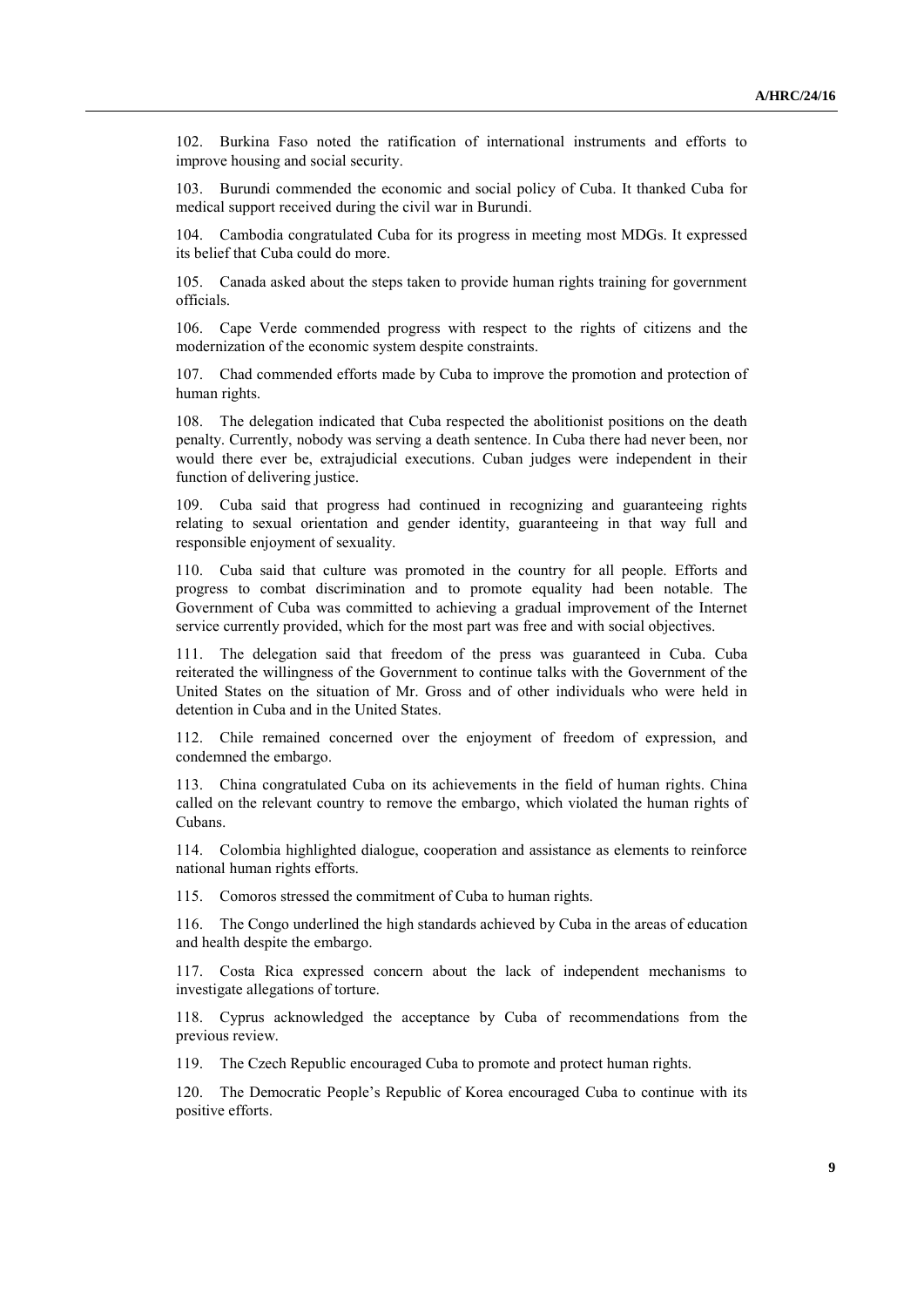102. Burkina Faso noted the ratification of international instruments and efforts to improve housing and social security.

103. Burundi commended the economic and social policy of Cuba. It thanked Cuba for medical support received during the civil war in Burundi.

104. Cambodia congratulated Cuba for its progress in meeting most MDGs. It expressed its belief that Cuba could do more.

105. Canada asked about the steps taken to provide human rights training for government officials.

106. Cape Verde commended progress with respect to the rights of citizens and the modernization of the economic system despite constraints.

107. Chad commended efforts made by Cuba to improve the promotion and protection of human rights.

108. The delegation indicated that Cuba respected the abolitionist positions on the death penalty. Currently, nobody was serving a death sentence. In Cuba there had never been, nor would there ever be, extrajudicial executions. Cuban judges were independent in their function of delivering justice.

109. Cuba said that progress had continued in recognizing and guaranteeing rights relating to sexual orientation and gender identity, guaranteeing in that way full and responsible enjoyment of sexuality.

110. Cuba said that culture was promoted in the country for all people. Efforts and progress to combat discrimination and to promote equality had been notable. The Government of Cuba was committed to achieving a gradual improvement of the Internet service currently provided, which for the most part was free and with social objectives.

111. The delegation said that freedom of the press was guaranteed in Cuba. Cuba reiterated the willingness of the Government to continue talks with the Government of the United States on the situation of Mr. Gross and of other individuals who were held in detention in Cuba and in the United States.

112. Chile remained concerned over the enjoyment of freedom of expression, and condemned the embargo.

113. China congratulated Cuba on its achievements in the field of human rights. China called on the relevant country to remove the embargo, which violated the human rights of Cubans.

114. Colombia highlighted dialogue, cooperation and assistance as elements to reinforce national human rights efforts.

115. Comoros stressed the commitment of Cuba to human rights.

116. The Congo underlined the high standards achieved by Cuba in the areas of education and health despite the embargo.

117. Costa Rica expressed concern about the lack of independent mechanisms to investigate allegations of torture.

118. Cyprus acknowledged the acceptance by Cuba of recommendations from the previous review.

119. The Czech Republic encouraged Cuba to promote and protect human rights.

120. The Democratic People's Republic of Korea encouraged Cuba to continue with its positive efforts.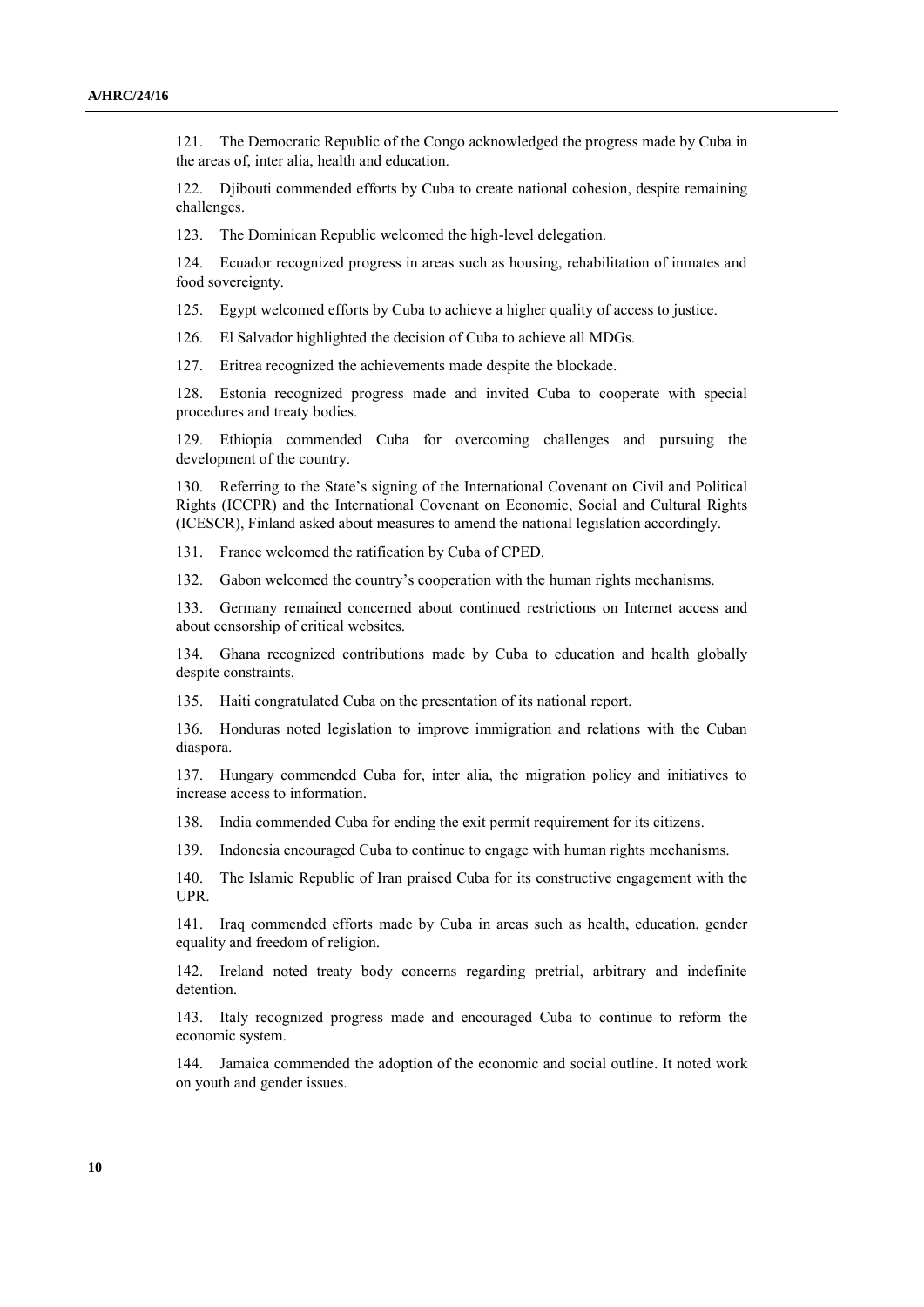121. The Democratic Republic of the Congo acknowledged the progress made by Cuba in the areas of, inter alia, health and education.

122. Djibouti commended efforts by Cuba to create national cohesion, despite remaining challenges.

123. The Dominican Republic welcomed the high-level delegation.

124. Ecuador recognized progress in areas such as housing, rehabilitation of inmates and food sovereignty.

125. Egypt welcomed efforts by Cuba to achieve a higher quality of access to justice.

126. El Salvador highlighted the decision of Cuba to achieve all MDGs.

127. Eritrea recognized the achievements made despite the blockade.

128. Estonia recognized progress made and invited Cuba to cooperate with special procedures and treaty bodies.

129. Ethiopia commended Cuba for overcoming challenges and pursuing the development of the country.

130. Referring to the State's signing of the International Covenant on Civil and Political Rights (ICCPR) and the International Covenant on Economic, Social and Cultural Rights (ICESCR), Finland asked about measures to amend the national legislation accordingly.

131. France welcomed the ratification by Cuba of CPED.

132. Gabon welcomed the country's cooperation with the human rights mechanisms.

133. Germany remained concerned about continued restrictions on Internet access and about censorship of critical websites.

134. Ghana recognized contributions made by Cuba to education and health globally despite constraints.

135. Haiti congratulated Cuba on the presentation of its national report.

136. Honduras noted legislation to improve immigration and relations with the Cuban diaspora.

137. Hungary commended Cuba for, inter alia, the migration policy and initiatives to increase access to information.

138. India commended Cuba for ending the exit permit requirement for its citizens.

139. Indonesia encouraged Cuba to continue to engage with human rights mechanisms.

140. The Islamic Republic of Iran praised Cuba for its constructive engagement with the UPR.

141. Iraq commended efforts made by Cuba in areas such as health, education, gender equality and freedom of religion.

142. Ireland noted treaty body concerns regarding pretrial, arbitrary and indefinite detention.

143. Italy recognized progress made and encouraged Cuba to continue to reform the economic system.

144. Jamaica commended the adoption of the economic and social outline. It noted work on youth and gender issues.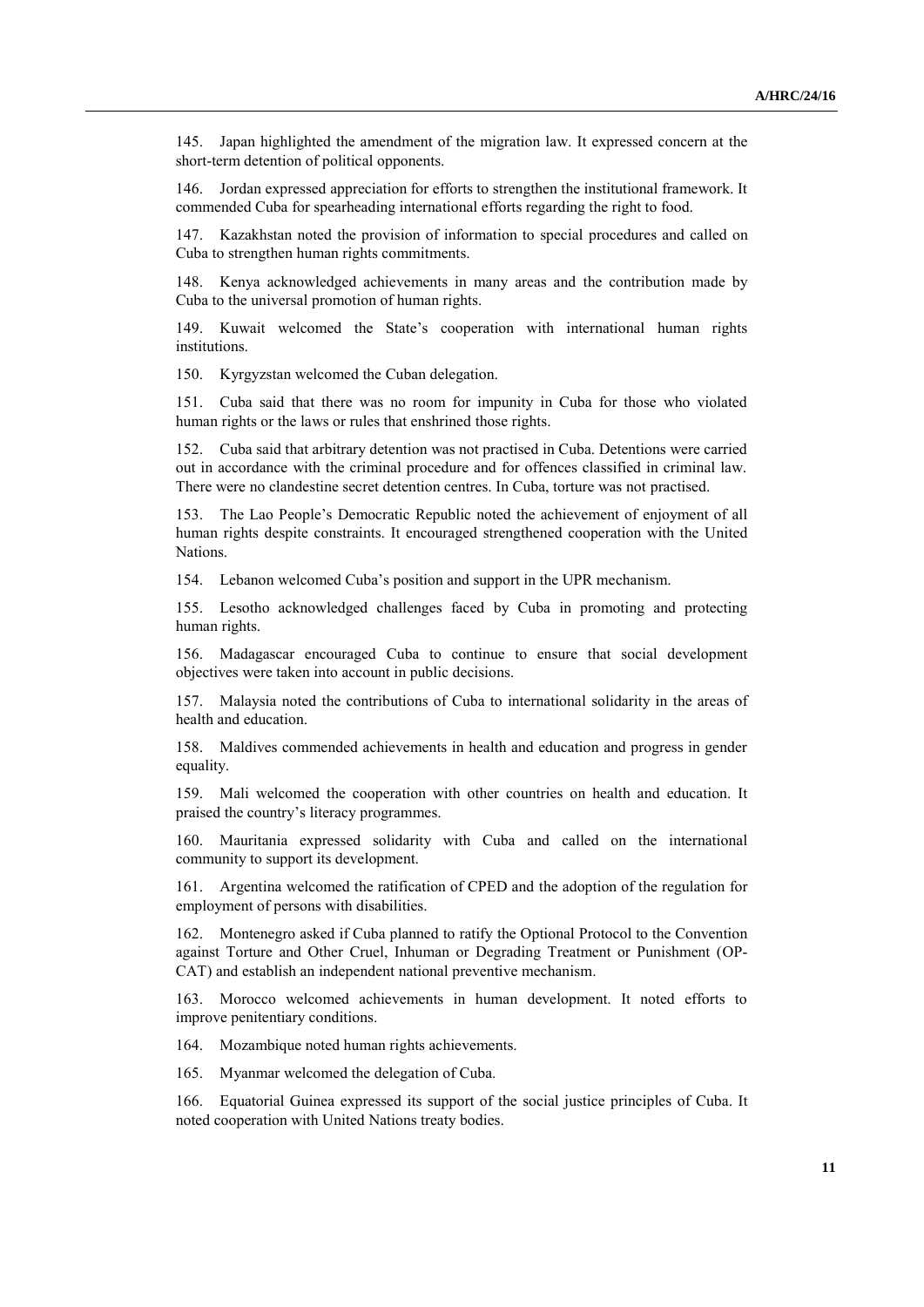145. Japan highlighted the amendment of the migration law. It expressed concern at the short-term detention of political opponents.

146. Jordan expressed appreciation for efforts to strengthen the institutional framework. It commended Cuba for spearheading international efforts regarding the right to food.

147. Kazakhstan noted the provision of information to special procedures and called on Cuba to strengthen human rights commitments.

148. Kenya acknowledged achievements in many areas and the contribution made by Cuba to the universal promotion of human rights.

149. Kuwait welcomed the State's cooperation with international human rights institutions.

150. Kyrgyzstan welcomed the Cuban delegation.

151. Cuba said that there was no room for impunity in Cuba for those who violated human rights or the laws or rules that enshrined those rights.

152. Cuba said that arbitrary detention was not practised in Cuba. Detentions were carried out in accordance with the criminal procedure and for offences classified in criminal law. There were no clandestine secret detention centres. In Cuba, torture was not practised.

153. The Lao People's Democratic Republic noted the achievement of enjoyment of all human rights despite constraints. It encouraged strengthened cooperation with the United Nations.

154. Lebanon welcomed Cuba's position and support in the UPR mechanism.

155. Lesotho acknowledged challenges faced by Cuba in promoting and protecting human rights.

156. Madagascar encouraged Cuba to continue to ensure that social development objectives were taken into account in public decisions.

157. Malaysia noted the contributions of Cuba to international solidarity in the areas of health and education.

158. Maldives commended achievements in health and education and progress in gender equality.

159. Mali welcomed the cooperation with other countries on health and education. It praised the country's literacy programmes.

160. Mauritania expressed solidarity with Cuba and called on the international community to support its development.

161. Argentina welcomed the ratification of CPED and the adoption of the regulation for employment of persons with disabilities.

162. Montenegro asked if Cuba planned to ratify the Optional Protocol to the Convention against Torture and Other Cruel, Inhuman or Degrading Treatment or Punishment (OP-CAT) and establish an independent national preventive mechanism.

163. Morocco welcomed achievements in human development. It noted efforts to improve penitentiary conditions.

164. Mozambique noted human rights achievements.

165. Myanmar welcomed the delegation of Cuba.

166. Equatorial Guinea expressed its support of the social justice principles of Cuba. It noted cooperation with United Nations treaty bodies.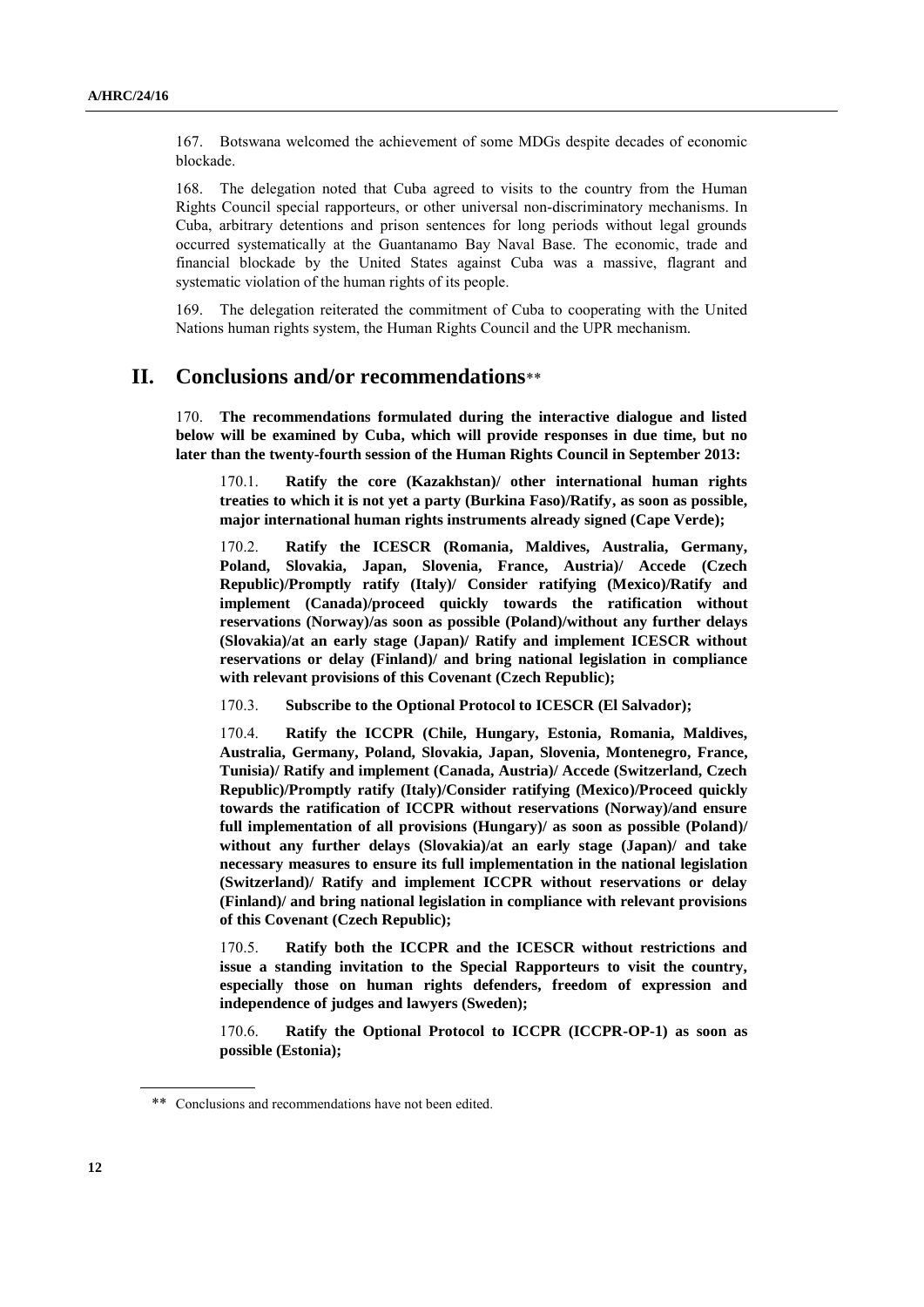167. Botswana welcomed the achievement of some MDGs despite decades of economic blockade.

168. The delegation noted that Cuba agreed to visits to the country from the Human Rights Council special rapporteurs, or other universal non-discriminatory mechanisms. In Cuba, arbitrary detentions and prison sentences for long periods without legal grounds occurred systematically at the Guantanamo Bay Naval Base. The economic, trade and financial blockade by the United States against Cuba was a massive, flagrant and systematic violation of the human rights of its people.

169. The delegation reiterated the commitment of Cuba to cooperating with the United Nations human rights system, the Human Rights Council and the UPR mechanism.

## II. Conclusions and/or recommendations**

170. **The recommendations formulated during the interactive dialogue and listed below will be examined by Cuba, which will provide responses in due time, but no later than the twenty-fourth session of the Human Rights Council in September 2013:**

170.1. **Ratify the core (Kazakhstan)/ other international human rights treaties to which it is not yet a party (Burkina Faso)/Ratify, as soon as possible, major international human rights instruments already signed (Cape Verde);**

170.2. **Ratify the ICESCR (Romania, Maldives, Australia, Germany, Poland, Slovakia, Japan, Slovenia, France, Austria)/ Accede (Czech Republic)/Promptly ratify (Italy)/ Consider ratifying (Mexico)/Ratify and implement (Canada)/proceed quickly towards the ratification without reservations (Norway)/as soon as possible (Poland)/without any further delays (Slovakia)/at an early stage (Japan)/ Ratify and implement ICESCR without reservations or delay (Finland)/ and bring national legislation in compliance with relevant provisions of this Covenant (Czech Republic);**

170.3. **Subscribe to the Optional Protocol to ICESCR (El Salvador);**

170.4. **Ratify the ICCPR (Chile, Hungary, Estonia, Romania, Maldives, Australia, Germany, Poland, Slovakia, Japan, Slovenia, Montenegro, France, Tunisia)/ Ratify and implement (Canada, Austria)/ Accede (Switzerland, Czech Republic)/Promptly ratify (Italy)/Consider ratifying (Mexico)/Proceed quickly towards the ratification of ICCPR without reservations (Norway)/and ensure full implementation of all provisions (Hungary)/ as soon as possible (Poland)/ without any further delays (Slovakia)/at an early stage (Japan)/ and take necessary measures to ensure its full implementation in the national legislation (Switzerland)/ Ratify and implement ICCPR without reservations or delay (Finland)/ and bring national legislation in compliance with relevant provisions of this Covenant (Czech Republic);**

170.5. **Ratify both the ICCPR and the ICESCR without restrictions and issue a standing invitation to the Special Rapporteurs to visit the country, especially those on human rights defenders, freedom of expression and independence of judges and lawyers (Sweden);**

170.6. **Ratify the Optional Protocol to ICCPR (ICCPR-OP-1) as soon as possible (Estonia);**

** Conclusions and recommendations have not been edited.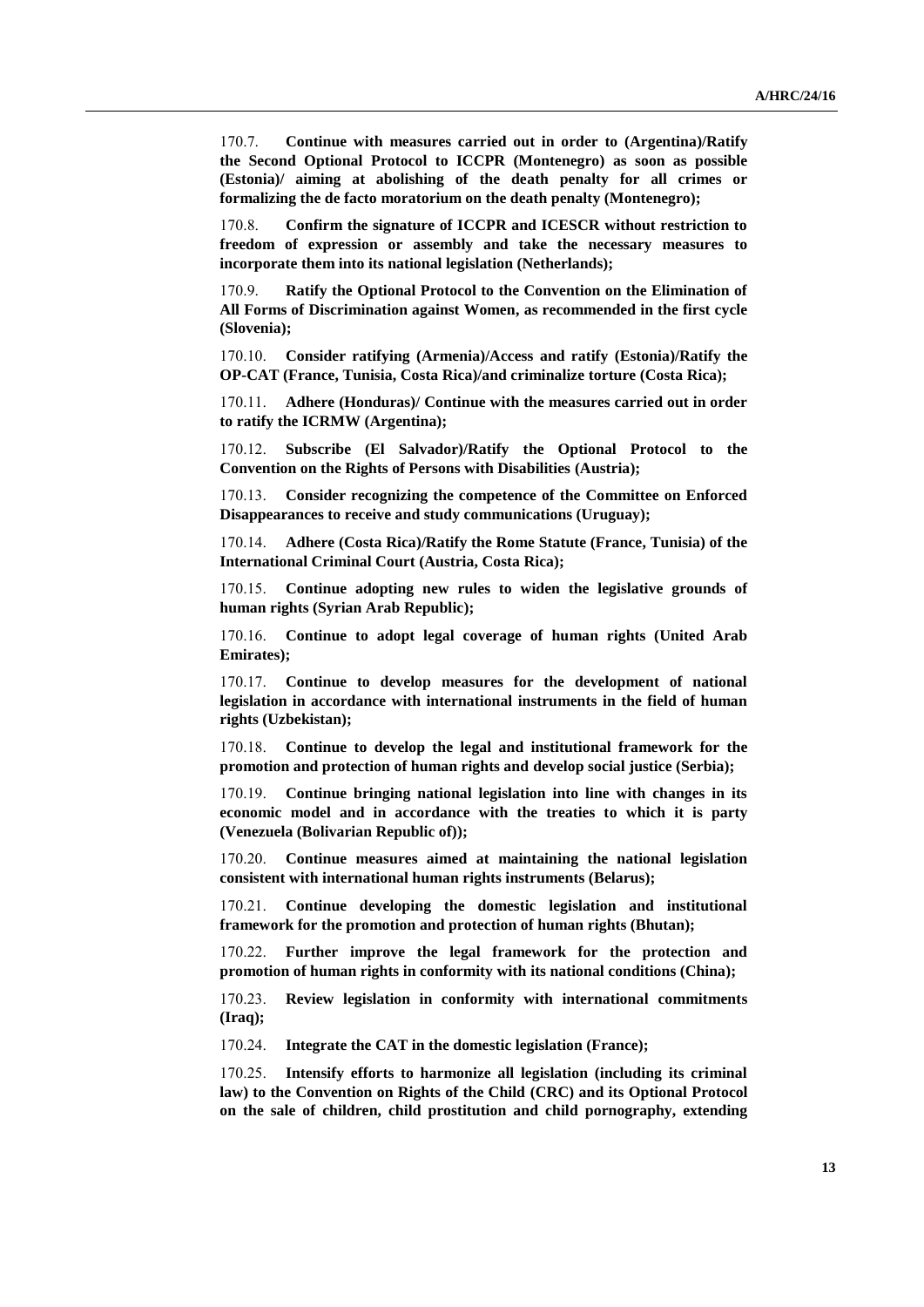170.7. **Continue with measures carried out in order to (Argentina)/Ratify the Second Optional Protocol to ICCPR (Montenegro) as soon as possible (Estonia)/ aiming at abolishing of the death penalty for all crimes or formalizing the de facto moratorium on the death penalty (Montenegro);**

170.8. **Confirm the signature of ICCPR and ICESCR without restriction to freedom of expression or assembly and take the necessary measures to incorporate them into its national legislation (Netherlands);**

170.9. **Ratify the Optional Protocol to the Convention on the Elimination of All Forms of Discrimination against Women, as recommended in the first cycle (Slovenia);**

170.10. **Consider ratifying (Armenia)/Access and ratify (Estonia)/Ratify the OP-CAT (France, Tunisia, Costa Rica)/and criminalize torture (Costa Rica);**

170.11. **Adhere (Honduras)/ Continue with the measures carried out in order to ratify the ICRMW (Argentina);**

170.12. **Subscribe (El Salvador)/Ratify the Optional Protocol to the Convention on the Rights of Persons with Disabilities (Austria);**

170.13. **Consider recognizing the competence of the Committee on Enforced Disappearances to receive and study communications (Uruguay);**

170.14. **Adhere (Costa Rica)/Ratify the Rome Statute (France, Tunisia) of the International Criminal Court (Austria, Costa Rica);**

170.15. **Continue adopting new rules to widen the legislative grounds of human rights (Syrian Arab Republic);**

170.16. **Continue to adopt legal coverage of human rights (United Arab Emirates);**

170.17. **Continue to develop measures for the development of national legislation in accordance with international instruments in the field of human rights (Uzbekistan);**

170.18. **Continue to develop the legal and institutional framework for the promotion and protection of human rights and develop social justice (Serbia);**

170.19. **Continue bringing national legislation into line with changes in its economic model and in accordance with the treaties to which it is party (Venezuela (Bolivarian Republic of));**

170.20. **Continue measures aimed at maintaining the national legislation consistent with international human rights instruments (Belarus);**

170.21. **Continue developing the domestic legislation and institutional framework for the promotion and protection of human rights (Bhutan);**

170.22. **Further improve the legal framework for the protection and promotion of human rights in conformity with its national conditions (China);**

170.23. **Review legislation in conformity with international commitments (Iraq);**

170.24. **Integrate the CAT in the domestic legislation (France);**

170.25. **Intensify efforts to harmonize all legislation (including its criminal law) to the Convention on Rights of the Child (CRC) and its Optional Protocol on the sale of children, child prostitution and child pornography, extending**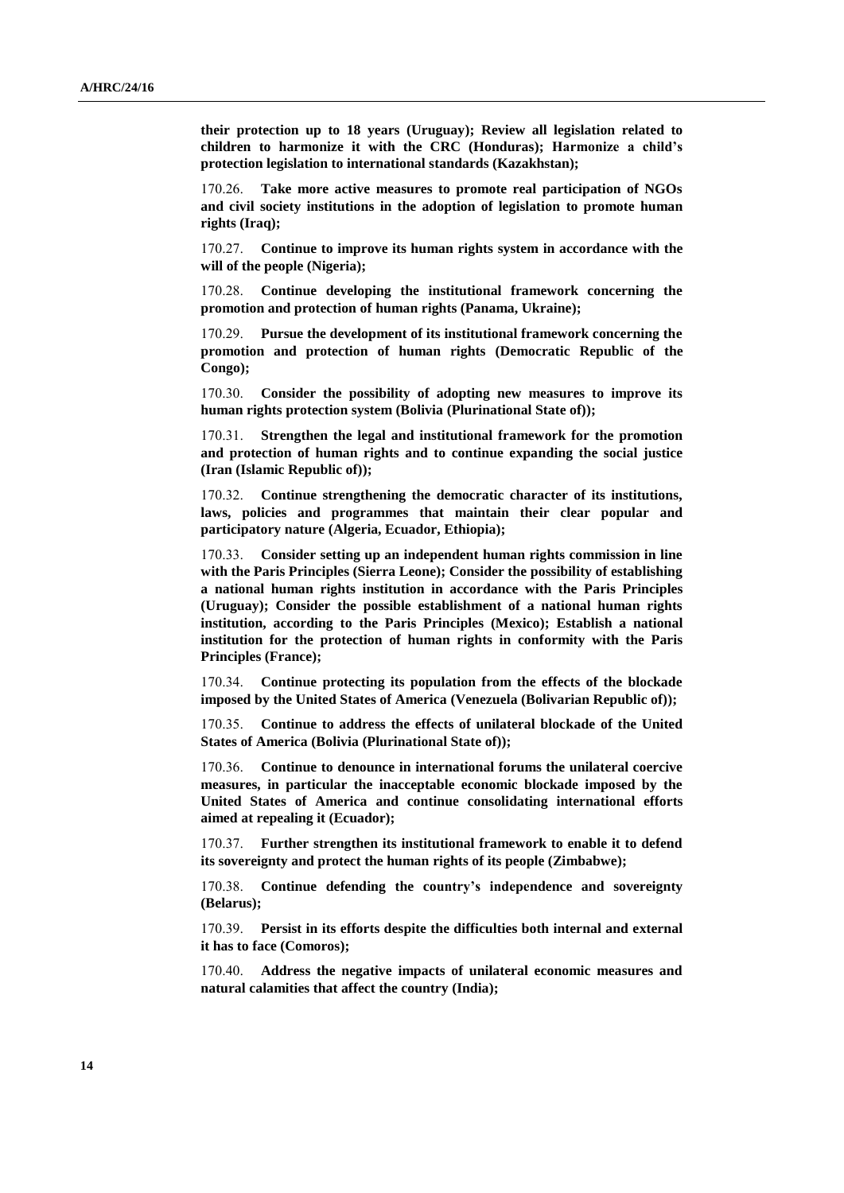**their protection up to 18 years (Uruguay); Review all legislation related to children to harmonize it with the CRC (Honduras); Harmonize a child's protection legislation to international standards (Kazakhstan);**

170.26. **Take more active measures to promote real participation of NGOs and civil society institutions in the adoption of legislation to promote human rights (Iraq);**

170.27. **Continue to improve its human rights system in accordance with the will of the people (Nigeria);**

170.28. **Continue developing the institutional framework concerning the promotion and protection of human rights (Panama, Ukraine);**

170.29. **Pursue the development of its institutional framework concerning the promotion and protection of human rights (Democratic Republic of the Congo);**

170.30. **Consider the possibility of adopting new measures to improve its human rights protection system (Bolivia (Plurinational State of));**

170.31. **Strengthen the legal and institutional framework for the promotion and protection of human rights and to continue expanding the social justice (Iran (Islamic Republic of));**

170.32. **Continue strengthening the democratic character of its institutions, laws, policies and programmes that maintain their clear popular and participatory nature (Algeria, Ecuador, Ethiopia);**

170.33. **Consider setting up an independent human rights commission in line with the Paris Principles (Sierra Leone); Consider the possibility of establishing a national human rights institution in accordance with the Paris Principles (Uruguay); Consider the possible establishment of a national human rights institution, according to the Paris Principles (Mexico); Establish a national institution for the protection of human rights in conformity with the Paris Principles (France);**

170.34. **Continue protecting its population from the effects of the blockade imposed by the United States of America (Venezuela (Bolivarian Republic of));**

170.35. **Continue to address the effects of unilateral blockade of the United States of America (Bolivia (Plurinational State of));**

170.36. **Continue to denounce in international forums the unilateral coercive measures, in particular the inacceptable economic blockade imposed by the United States of America and continue consolidating international efforts aimed at repealing it (Ecuador);**

170.37. **Further strengthen its institutional framework to enable it to defend its sovereignty and protect the human rights of its people (Zimbabwe);**

170.38. **Continue defending the country's independence and sovereignty (Belarus);**

170.39. **Persist in its efforts despite the difficulties both internal and external it has to face (Comoros);**

170.40. **Address the negative impacts of unilateral economic measures and natural calamities that affect the country (India);**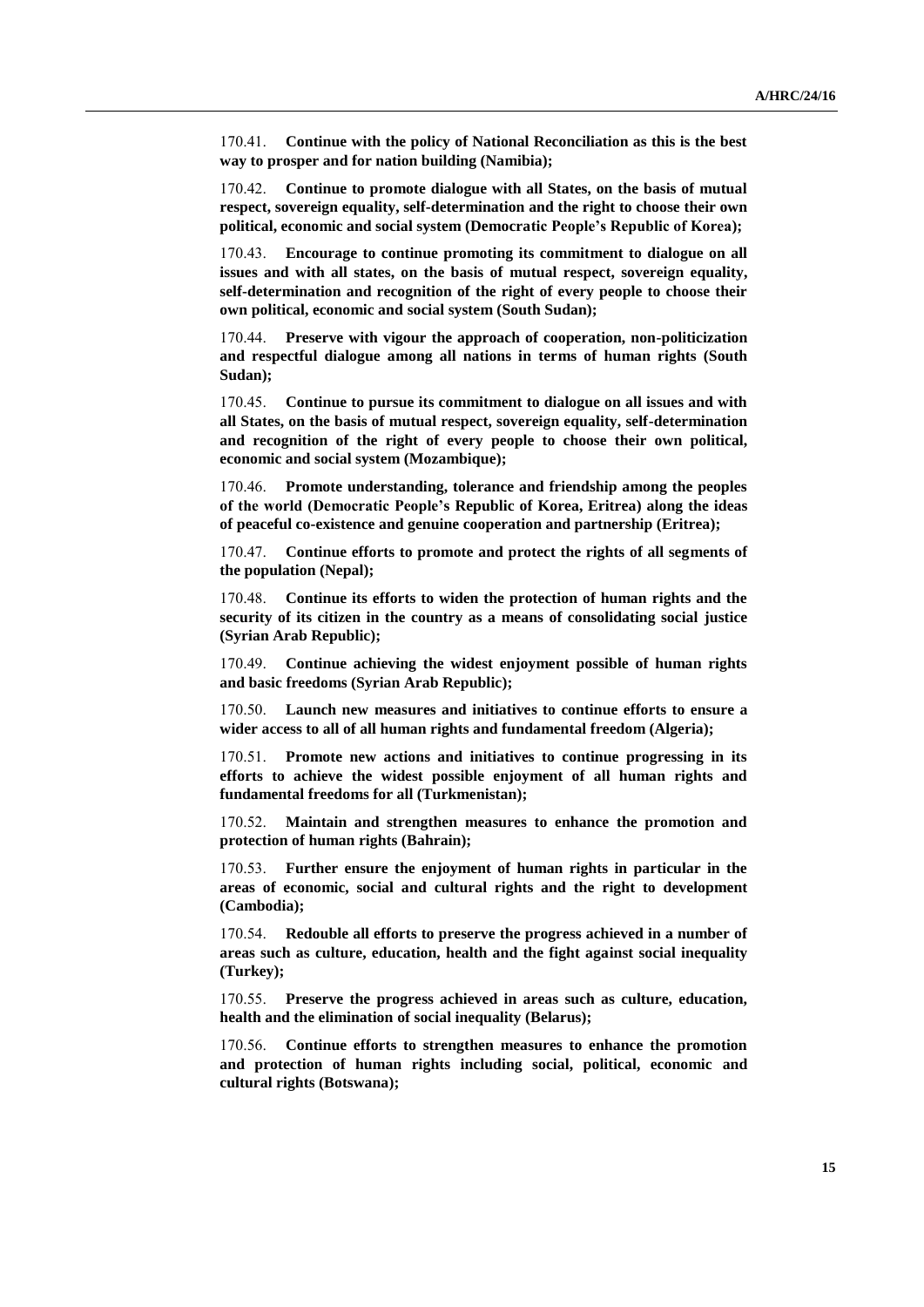170.41. **Continue with the policy of National Reconciliation as this is the best way to prosper and for nation building (Namibia);**

170.42. **Continue to promote dialogue with all States, on the basis of mutual respect, sovereign equality, self-determination and the right to choose their own political, economic and social system (Democratic People's Republic of Korea);**

170.43. **Encourage to continue promoting its commitment to dialogue on all issues and with all states, on the basis of mutual respect, sovereign equality, self-determination and recognition of the right of every people to choose their own political, economic and social system (South Sudan);**

170.44. **Preserve with vigour the approach of cooperation, non-politicization and respectful dialogue among all nations in terms of human rights (South Sudan);**

170.45. **Continue to pursue its commitment to dialogue on all issues and with all States, on the basis of mutual respect, sovereign equality, self-determination and recognition of the right of every people to choose their own political, economic and social system (Mozambique);**

170.46. **Promote understanding, tolerance and friendship among the peoples of the world (Democratic People's Republic of Korea, Eritrea) along the ideas of peaceful co-existence and genuine cooperation and partnership (Eritrea);**

170.47. **Continue efforts to promote and protect the rights of all segments of the population (Nepal);**

170.48. **Continue its efforts to widen the protection of human rights and the security of its citizen in the country as a means of consolidating social justice (Syrian Arab Republic);**

170.49. **Continue achieving the widest enjoyment possible of human rights and basic freedoms (Syrian Arab Republic);**

170.50. **Launch new measures and initiatives to continue efforts to ensure a wider access to all of all human rights and fundamental freedom (Algeria);**

170.51. **Promote new actions and initiatives to continue progressing in its efforts to achieve the widest possible enjoyment of all human rights and fundamental freedoms for all (Turkmenistan);**

170.52. **Maintain and strengthen measures to enhance the promotion and protection of human rights (Bahrain);**

170.53. **Further ensure the enjoyment of human rights in particular in the areas of economic, social and cultural rights and the right to development (Cambodia);**

170.54. **Redouble all efforts to preserve the progress achieved in a number of areas such as culture, education, health and the fight against social inequality (Turkey);**

170.55. **Preserve the progress achieved in areas such as culture, education, health and the elimination of social inequality (Belarus);**

170.56. **Continue efforts to strengthen measures to enhance the promotion and protection of human rights including social, political, economic and cultural rights (Botswana);**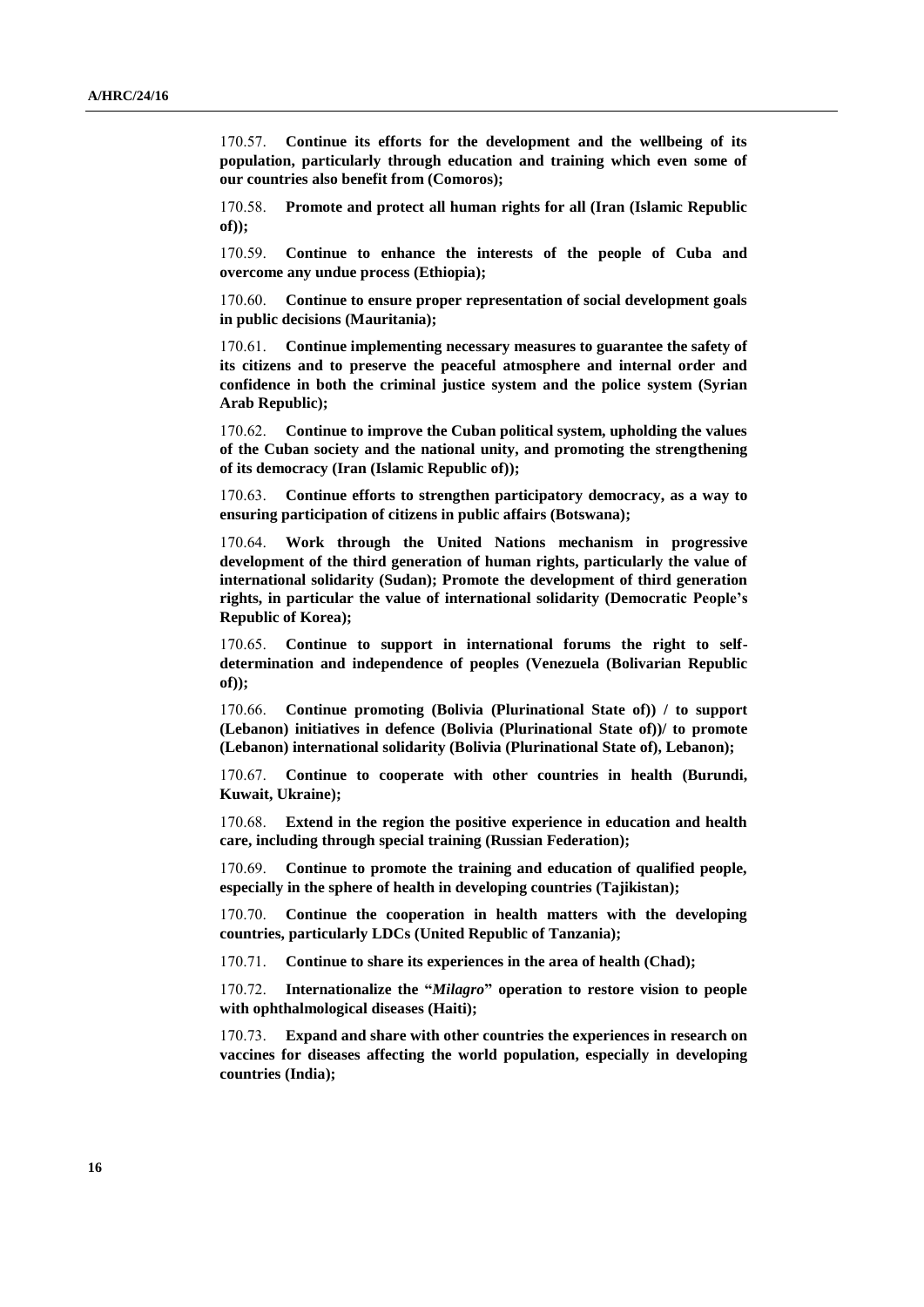170.57. **Continue its efforts for the development and the wellbeing of its population, particularly through education and training which even some of our countries also benefit from (Comoros);**

170.58. **Promote and protect all human rights for all (Iran (Islamic Republic of));**

170.59. **Continue to enhance the interests of the people of Cuba and overcome any undue process (Ethiopia);**

170.60. **Continue to ensure proper representation of social development goals in public decisions (Mauritania);**

170.61. **Continue implementing necessary measures to guarantee the safety of its citizens and to preserve the peaceful atmosphere and internal order and confidence in both the criminal justice system and the police system (Syrian Arab Republic);**

170.62. **Continue to improve the Cuban political system, upholding the values of the Cuban society and the national unity, and promoting the strengthening of its democracy (Iran (Islamic Republic of));**

170.63. **Continue efforts to strengthen participatory democracy, as a way to ensuring participation of citizens in public affairs (Botswana);**

170.64. **Work through the United Nations mechanism in progressive development of the third generation of human rights, particularly the value of international solidarity (Sudan); Promote the development of third generation rights, in particular the value of international solidarity (Democratic People's Republic of Korea);**

170.65. **Continue to support in international forums the right to self-determination and independence of peoples (Venezuela (Bolivarian Republic of));**

170.66. **Continue promoting (Bolivia (Plurinational State of)) / to support (Lebanon) initiatives in defence (Bolivia (Plurinational State of))/ to promote (Lebanon) international solidarity (Bolivia (Plurinational State of), Lebanon);**

170.67. **Continue to cooperate with other countries in health (Burundi, Kuwait, Ukraine);**

170.68. **Extend in the region the positive experience in education and health care, including through special training (Russian Federation);**

170.69. **Continue to promote the training and education of qualified people, especially in the sphere of health in developing countries (Tajikistan);**

170.70. **Continue the cooperation in health matters with the developing countries, particularly LDCs (United Republic of Tanzania);**

170.71. **Continue to share its experiences in the area of health (Chad);**

170.72. **Internationalize the "*Milagro*" operation to restore vision to people with ophthalmological diseases (Haiti);**

170.73. **Expand and share with other countries the experiences in research on vaccines for diseases affecting the world population, especially in developing countries (India);**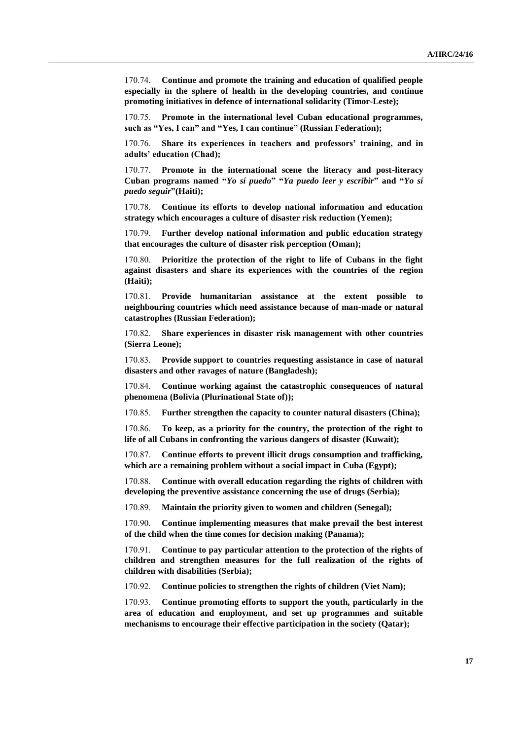170.74. **Continue and promote the training and education of qualified people especially in the sphere of health in the developing countries, and continue promoting initiatives in defence of international solidarity (Timor-Leste);**

170.75. **Promote in the international level Cuban educational programmes, such as "Yes, I can" and "Yes, I can continue" (Russian Federation);**

170.76. **Share its experiences in teachers and professors' training, and in adults' education (Chad);**

170.77. **Promote in the international scene the literacy and post-literacy Cuban programs named "*Yo sí puedo*" "*Ya puedo leer y escribir*" and "*Yo sí puedo seguir*"(Haiti);**

170.78. **Continue its efforts to develop national information and education strategy which encourages a culture of disaster risk reduction (Yemen);**

170.79. **Further develop national information and public education strategy that encourages the culture of disaster risk perception (Oman);**

170.80. **Prioritize the protection of the right to life of Cubans in the fight against disasters and share its experiences with the countries of the region (Haiti);**

170.81. **Provide humanitarian assistance at the extent possible to neighbouring countries which need assistance because of man-made or natural catastrophes (Russian Federation);**

170.82. **Share experiences in disaster risk management with other countries (Sierra Leone);**

170.83. **Provide support to countries requesting assistance in case of natural disasters and other ravages of nature (Bangladesh);**

170.84. **Continue working against the catastrophic consequences of natural phenomena (Bolivia (Plurinational State of));**

170.85. **Further strengthen the capacity to counter natural disasters (China);**

170.86. **To keep, as a priority for the country, the protection of the right to life of all Cubans in confronting the various dangers of disaster (Kuwait);**

170.87. **Continue efforts to prevent illicit drugs consumption and trafficking, which are a remaining problem without a social impact in Cuba (Egypt);**

170.88. **Continue with overall education regarding the rights of children with developing the preventive assistance concerning the use of drugs (Serbia);**

170.89. **Maintain the priority given to women and children (Senegal);**

170.90. **Continue implementing measures that make prevail the best interest of the child when the time comes for decision making (Panama);**

170.91. **Continue to pay particular attention to the protection of the rights of children and strengthen measures for the full realization of the rights of children with disabilities (Serbia);**

170.92. **Continue policies to strengthen the rights of children (Viet Nam);**

170.93. **Continue promoting efforts to support the youth, particularly in the area of education and employment, and set up programmes and suitable mechanisms to encourage their effective participation in the society (Qatar);**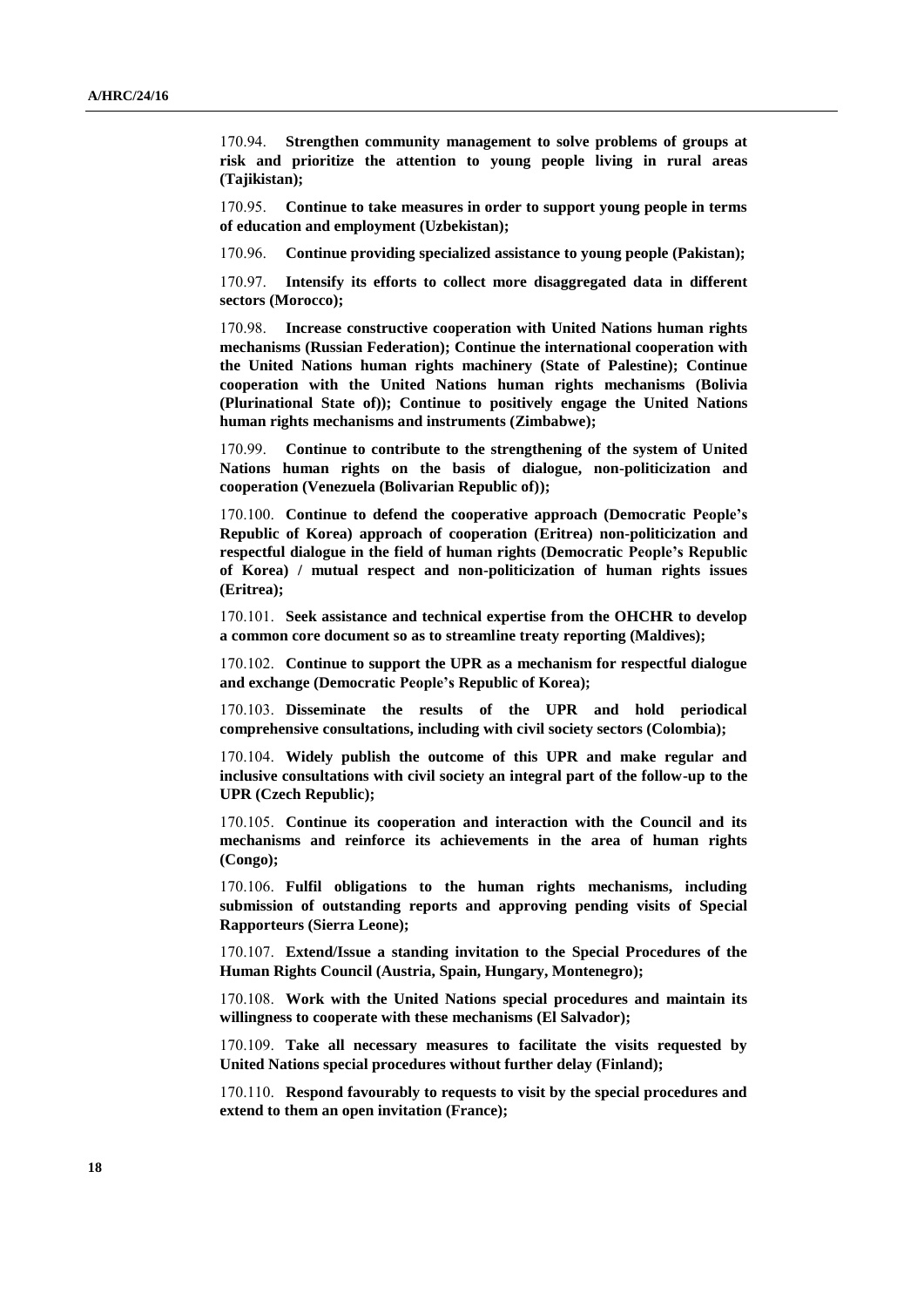170.94. **Strengthen community management to solve problems of groups at risk and prioritize the attention to young people living in rural areas (Tajikistan);**

170.95. **Continue to take measures in order to support young people in terms of education and employment (Uzbekistan);**

170.96. **Continue providing specialized assistance to young people (Pakistan);**

170.97. **Intensify its efforts to collect more disaggregated data in different sectors (Morocco);**

170.98. **Increase constructive cooperation with United Nations human rights mechanisms (Russian Federation); Continue the international cooperation with the United Nations human rights machinery (State of Palestine); Continue cooperation with the United Nations human rights mechanisms (Bolivia (Plurinational State of)); Continue to positively engage the United Nations human rights mechanisms and instruments (Zimbabwe);**

170.99. **Continue to contribute to the strengthening of the system of United Nations human rights on the basis of dialogue, non-politicization and cooperation (Venezuela (Bolivarian Republic of));**

170.100. **Continue to defend the cooperative approach (Democratic People's Republic of Korea) approach of cooperation (Eritrea) non-politicization and respectful dialogue in the field of human rights (Democratic People's Republic of Korea) / mutual respect and non-politicization of human rights issues (Eritrea);**

170.101. **Seek assistance and technical expertise from the OHCHR to develop a common core document so as to streamline treaty reporting (Maldives);**

170.102. **Continue to support the UPR as a mechanism for respectful dialogue and exchange (Democratic People's Republic of Korea);**

170.103. **Disseminate the results of the UPR and hold periodical comprehensive consultations, including with civil society sectors (Colombia);**

170.104. **Widely publish the outcome of this UPR and make regular and inclusive consultations with civil society an integral part of the follow-up to the UPR (Czech Republic);**

170.105. **Continue its cooperation and interaction with the Council and its mechanisms and reinforce its achievements in the area of human rights (Congo);**

170.106. **Fulfil obligations to the human rights mechanisms, including submission of outstanding reports and approving pending visits of Special Rapporteurs (Sierra Leone);**

170.107. **Extend/Issue a standing invitation to the Special Procedures of the Human Rights Council (Austria, Spain, Hungary, Montenegro);**

170.108. **Work with the United Nations special procedures and maintain its willingness to cooperate with these mechanisms (El Salvador);**

170.109. **Take all necessary measures to facilitate the visits requested by United Nations special procedures without further delay (Finland);**

170.110. **Respond favourably to requests to visit by the special procedures and extend to them an open invitation (France);**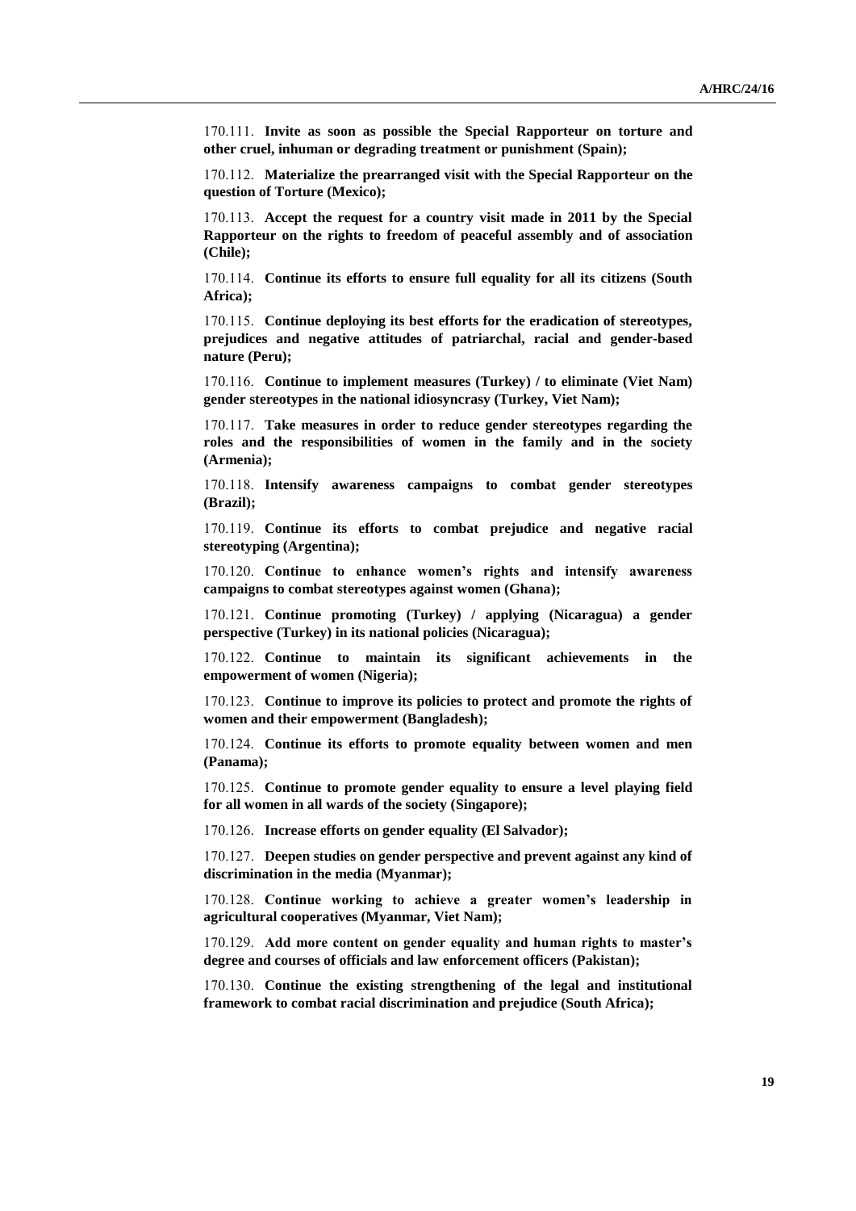170.111. **Invite as soon as possible the Special Rapporteur on torture and other cruel, inhuman or degrading treatment or punishment (Spain);**

170.112. **Materialize the prearranged visit with the Special Rapporteur on the question of Torture (Mexico);**

170.113. **Accept the request for a country visit made in 2011 by the Special Rapporteur on the rights to freedom of peaceful assembly and of association (Chile);**

170.114. **Continue its efforts to ensure full equality for all its citizens (South Africa);**

170.115. **Continue deploying its best efforts for the eradication of stereotypes, prejudices and negative attitudes of patriarchal, racial and gender-based nature (Peru);**

170.116. **Continue to implement measures (Turkey) / to eliminate (Viet Nam) gender stereotypes in the national idiosyncrasy (Turkey, Viet Nam);**

170.117. **Take measures in order to reduce gender stereotypes regarding the roles and the responsibilities of women in the family and in the society (Armenia);**

170.118. **Intensify awareness campaigns to combat gender stereotypes (Brazil);**

170.119. **Continue its efforts to combat prejudice and negative racial stereotyping (Argentina);**

170.120. **Continue to enhance women's rights and intensify awareness campaigns to combat stereotypes against women (Ghana);**

170.121. **Continue promoting (Turkey) / applying (Nicaragua) a gender perspective (Turkey) in its national policies (Nicaragua);**

170.122. **Continue to maintain its significant achievements in the empowerment of women (Nigeria);**

170.123. **Continue to improve its policies to protect and promote the rights of women and their empowerment (Bangladesh);**

170.124. **Continue its efforts to promote equality between women and men (Panama);**

170.125. **Continue to promote gender equality to ensure a level playing field for all women in all wards of the society (Singapore);**

170.126. **Increase efforts on gender equality (El Salvador);**

170.127. **Deepen studies on gender perspective and prevent against any kind of discrimination in the media (Myanmar);**

170.128. **Continue working to achieve a greater women's leadership in agricultural cooperatives (Myanmar, Viet Nam);**

170.129. **Add more content on gender equality and human rights to master's degree and courses of officials and law enforcement officers (Pakistan);**

170.130. **Continue the existing strengthening of the legal and institutional framework to combat racial discrimination and prejudice (South Africa);**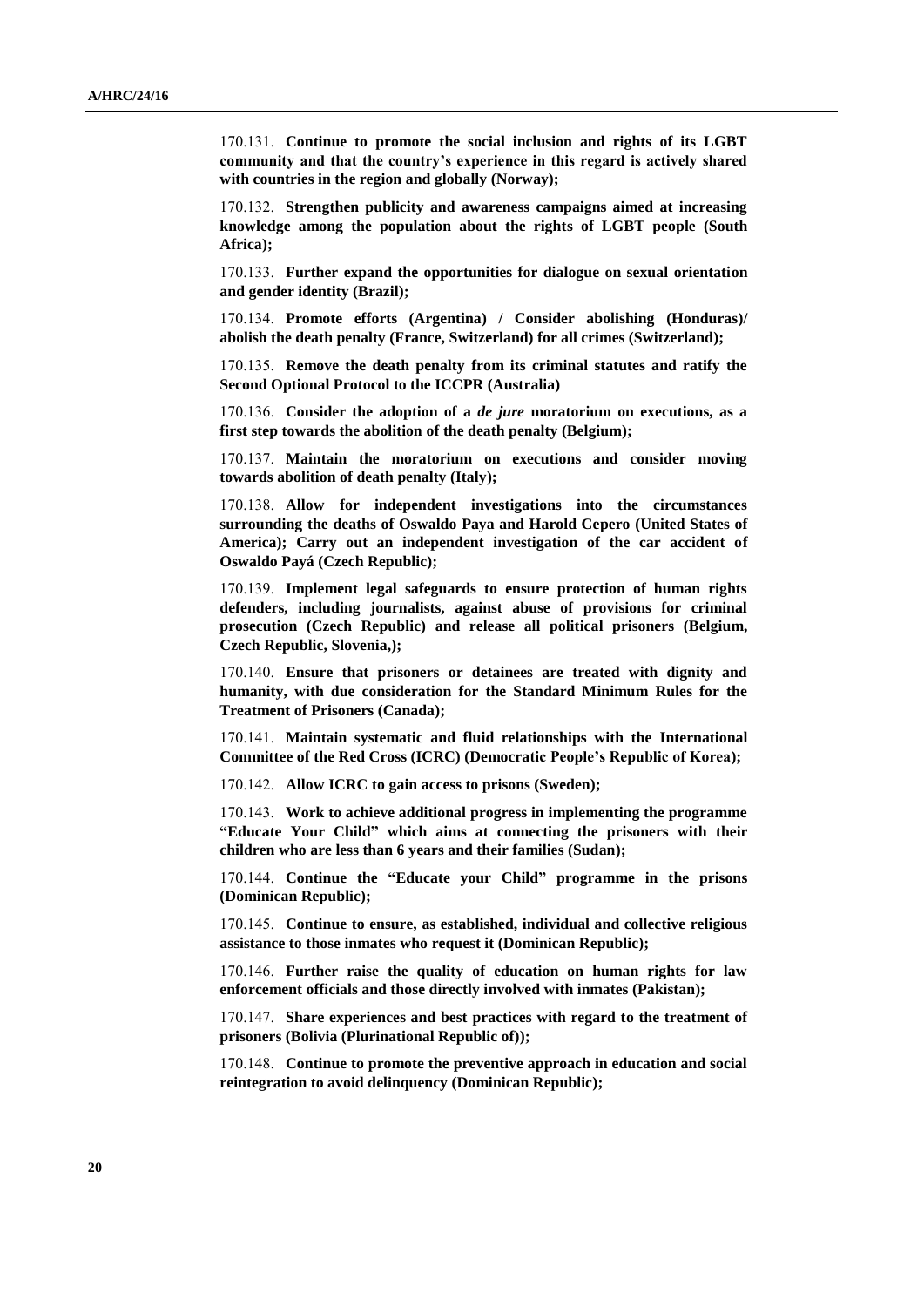170.131. **Continue to promote the social inclusion and rights of its LGBT community and that the country's experience in this regard is actively shared with countries in the region and globally (Norway);**

170.132. **Strengthen publicity and awareness campaigns aimed at increasing knowledge among the population about the rights of LGBT people (South Africa);**

170.133. **Further expand the opportunities for dialogue on sexual orientation and gender identity (Brazil);**

170.134. **Promote efforts (Argentina) / Consider abolishing (Honduras)/ abolish the death penalty (France, Switzerland) for all crimes (Switzerland);**

170.135. **Remove the death penalty from its criminal statutes and ratify the Second Optional Protocol to the ICCPR (Australia)**

170.136. **Consider the adoption of a *de jure* moratorium on executions, as a first step towards the abolition of the death penalty (Belgium);**

170.137. **Maintain the moratorium on executions and consider moving towards abolition of death penalty (Italy);**

170.138. **Allow for independent investigations into the circumstances surrounding the deaths of Oswaldo Paya and Harold Cepero (United States of America); Carry out an independent investigation of the car accident of Oswaldo Payá (Czech Republic);**

170.139. **Implement legal safeguards to ensure protection of human rights defenders, including journalists, against abuse of provisions for criminal prosecution (Czech Republic) and release all political prisoners (Belgium, Czech Republic, Slovenia,);**

170.140. **Ensure that prisoners or detainees are treated with dignity and humanity, with due consideration for the Standard Minimum Rules for the Treatment of Prisoners (Canada);**

170.141. **Maintain systematic and fluid relationships with the International Committee of the Red Cross (ICRC) (Democratic People's Republic of Korea);**

170.142. **Allow ICRC to gain access to prisons (Sweden);**

170.143. **Work to achieve additional progress in implementing the programme "Educate Your Child" which aims at connecting the prisoners with their children who are less than 6 years and their families (Sudan);**

170.144. **Continue the "Educate your Child" programme in the prisons (Dominican Republic);**

170.145. **Continue to ensure, as established, individual and collective religious assistance to those inmates who request it (Dominican Republic);**

170.146. **Further raise the quality of education on human rights for law enforcement officials and those directly involved with inmates (Pakistan);**

170.147. **Share experiences and best practices with regard to the treatment of prisoners (Bolivia (Plurinational Republic of));**

170.148. **Continue to promote the preventive approach in education and social reintegration to avoid delinquency (Dominican Republic);**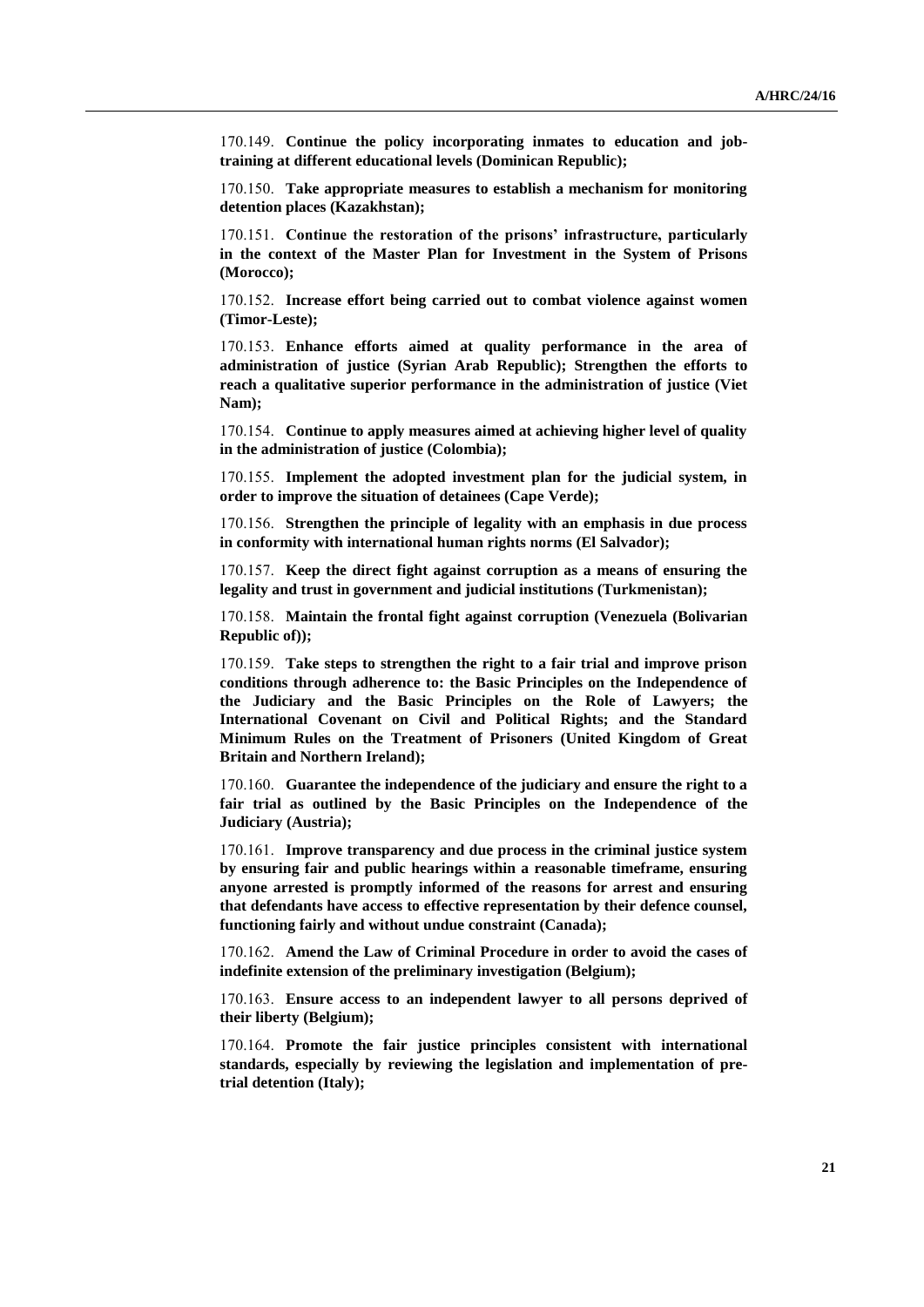170.149. **Continue the policy incorporating inmates to education and job-training at different educational levels (Dominican Republic);**

170.150. **Take appropriate measures to establish a mechanism for monitoring detention places (Kazakhstan);**

170.151. **Continue the restoration of the prisons' infrastructure, particularly in the context of the Master Plan for Investment in the System of Prisons (Morocco);**

170.152. **Increase effort being carried out to combat violence against women (Timor-Leste);**

170.153. **Enhance efforts aimed at quality performance in the area of administration of justice (Syrian Arab Republic); Strengthen the efforts to reach a qualitative superior performance in the administration of justice (Viet Nam);**

170.154. **Continue to apply measures aimed at achieving higher level of quality in the administration of justice (Colombia);**

170.155. **Implement the adopted investment plan for the judicial system, in order to improve the situation of detainees (Cape Verde);**

170.156. **Strengthen the principle of legality with an emphasis in due process in conformity with international human rights norms (El Salvador);**

170.157. **Keep the direct fight against corruption as a means of ensuring the legality and trust in government and judicial institutions (Turkmenistan);**

170.158. **Maintain the frontal fight against corruption (Venezuela (Bolivarian Republic of));**

170.159. **Take steps to strengthen the right to a fair trial and improve prison conditions through adherence to: the Basic Principles on the Independence of the Judiciary and the Basic Principles on the Role of Lawyers; the International Covenant on Civil and Political Rights; and the Standard Minimum Rules on the Treatment of Prisoners (United Kingdom of Great Britain and Northern Ireland);**

170.160. **Guarantee the independence of the judiciary and ensure the right to a fair trial as outlined by the Basic Principles on the Independence of the Judiciary (Austria);**

170.161. **Improve transparency and due process in the criminal justice system by ensuring fair and public hearings within a reasonable timeframe, ensuring anyone arrested is promptly informed of the reasons for arrest and ensuring that defendants have access to effective representation by their defence counsel, functioning fairly and without undue constraint (Canada);**

170.162. **Amend the Law of Criminal Procedure in order to avoid the cases of indefinite extension of the preliminary investigation (Belgium);**

170.163. **Ensure access to an independent lawyer to all persons deprived of their liberty (Belgium);**

170.164. **Promote the fair justice principles consistent with international standards, especially by reviewing the legislation and implementation of pre-trial detention (Italy);**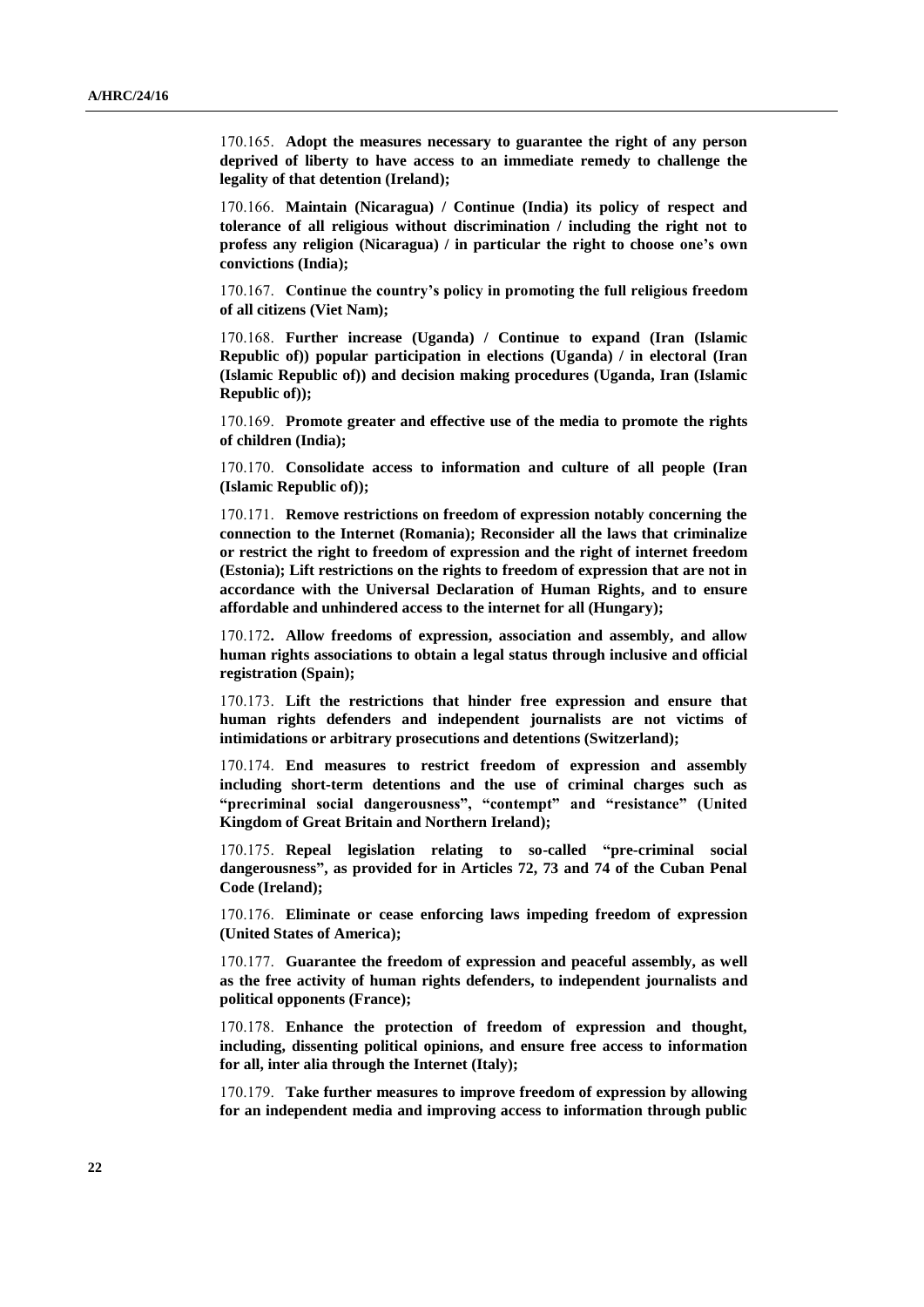170.165. **Adopt the measures necessary to guarantee the right of any person deprived of liberty to have access to an immediate remedy to challenge the legality of that detention (Ireland);**

170.166. **Maintain (Nicaragua) / Continue (India) its policy of respect and tolerance of all religious without discrimination / including the right not to profess any religion (Nicaragua) / in particular the right to choose one's own convictions (India);**

170.167. **Continue the country's policy in promoting the full religious freedom of all citizens (Viet Nam);**

170.168. **Further increase (Uganda) / Continue to expand (Iran (Islamic Republic of)) popular participation in elections (Uganda) / in electoral (Iran (Islamic Republic of)) and decision making procedures (Uganda, Iran (Islamic Republic of));**

170.169. **Promote greater and effective use of the media to promote the rights of children (India);**

170.170. **Consolidate access to information and culture of all people (Iran (Islamic Republic of));**

170.171. **Remove restrictions on freedom of expression notably concerning the connection to the Internet (Romania); Reconsider all the laws that criminalize or restrict the right to freedom of expression and the right of internet freedom (Estonia); Lift restrictions on the rights to freedom of expression that are not in accordance with the Universal Declaration of Human Rights, and to ensure affordable and unhindered access to the internet for all (Hungary);**

170.172**. Allow freedoms of expression, association and assembly, and allow human rights associations to obtain a legal status through inclusive and official registration (Spain);**

170.173. **Lift the restrictions that hinder free expression and ensure that human rights defenders and independent journalists are not victims of intimidations or arbitrary prosecutions and detentions (Switzerland);**

170.174. **End measures to restrict freedom of expression and assembly including short-term detentions and the use of criminal charges such as "precriminal social dangerousness", "contempt" and "resistance" (United Kingdom of Great Britain and Northern Ireland);**

170.175. **Repeal legislation relating to so-called "pre-criminal social dangerousness", as provided for in Articles 72, 73 and 74 of the Cuban Penal Code (Ireland);**

170.176. **Eliminate or cease enforcing laws impeding freedom of expression (United States of America);**

170.177. **Guarantee the freedom of expression and peaceful assembly, as well as the free activity of human rights defenders, to independent journalists and political opponents (France);**

170.178. **Enhance the protection of freedom of expression and thought, including, dissenting political opinions, and ensure free access to information for all, inter alia through the Internet (Italy);**

170.179. **Take further measures to improve freedom of expression by allowing for an independent media and improving access to information through public**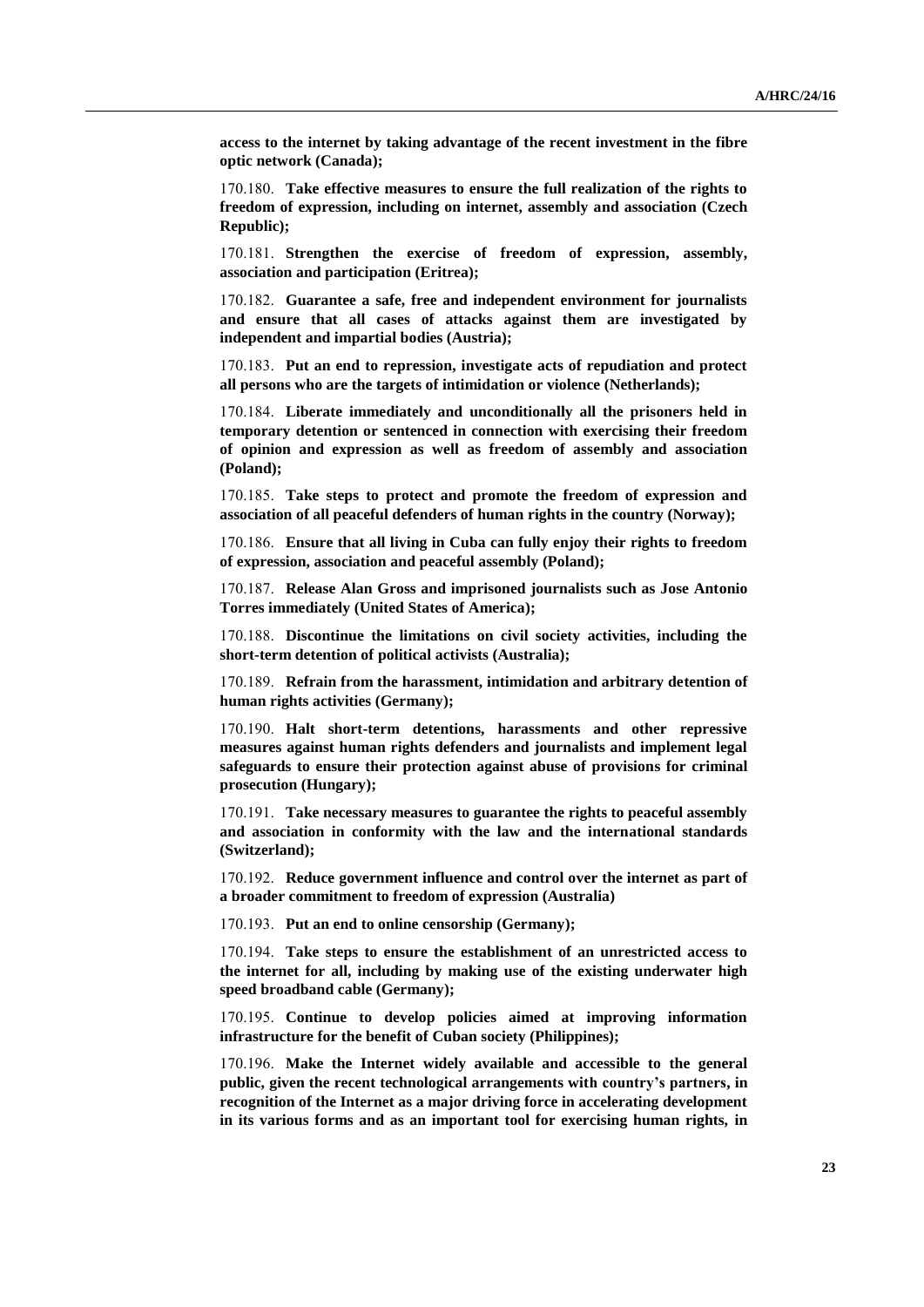**access to the internet by taking advantage of the recent investment in the fibre optic network (Canada);**

170.180. **Take effective measures to ensure the full realization of the rights to freedom of expression, including on internet, assembly and association (Czech Republic);**

170.181. **Strengthen the exercise of freedom of expression, assembly, association and participation (Eritrea);**

170.182. **Guarantee a safe, free and independent environment for journalists and ensure that all cases of attacks against them are investigated by independent and impartial bodies (Austria);**

170.183. **Put an end to repression, investigate acts of repudiation and protect all persons who are the targets of intimidation or violence (Netherlands);**

170.184. **Liberate immediately and unconditionally all the prisoners held in temporary detention or sentenced in connection with exercising their freedom of opinion and expression as well as freedom of assembly and association (Poland);**

170.185. **Take steps to protect and promote the freedom of expression and association of all peaceful defenders of human rights in the country (Norway);**

170.186. **Ensure that all living in Cuba can fully enjoy their rights to freedom of expression, association and peaceful assembly (Poland);**

170.187. **Release Alan Gross and imprisoned journalists such as Jose Antonio Torres immediately (United States of America);**

170.188. **Discontinue the limitations on civil society activities, including the short-term detention of political activists (Australia);**

170.189. **Refrain from the harassment, intimidation and arbitrary detention of human rights activities (Germany);**

170.190. **Halt short-term detentions, harassments and other repressive measures against human rights defenders and journalists and implement legal safeguards to ensure their protection against abuse of provisions for criminal prosecution (Hungary);**

170.191. **Take necessary measures to guarantee the rights to peaceful assembly and association in conformity with the law and the international standards (Switzerland);**

170.192. **Reduce government influence and control over the internet as part of a broader commitment to freedom of expression (Australia)**

170.193. **Put an end to online censorship (Germany);**

170.194. **Take steps to ensure the establishment of an unrestricted access to the internet for all, including by making use of the existing underwater high speed broadband cable (Germany);**

170.195. **Continue to develop policies aimed at improving information infrastructure for the benefit of Cuban society (Philippines);**

170.196. **Make the Internet widely available and accessible to the general public, given the recent technological arrangements with country's partners, in recognition of the Internet as a major driving force in accelerating development in its various forms and as an important tool for exercising human rights, in**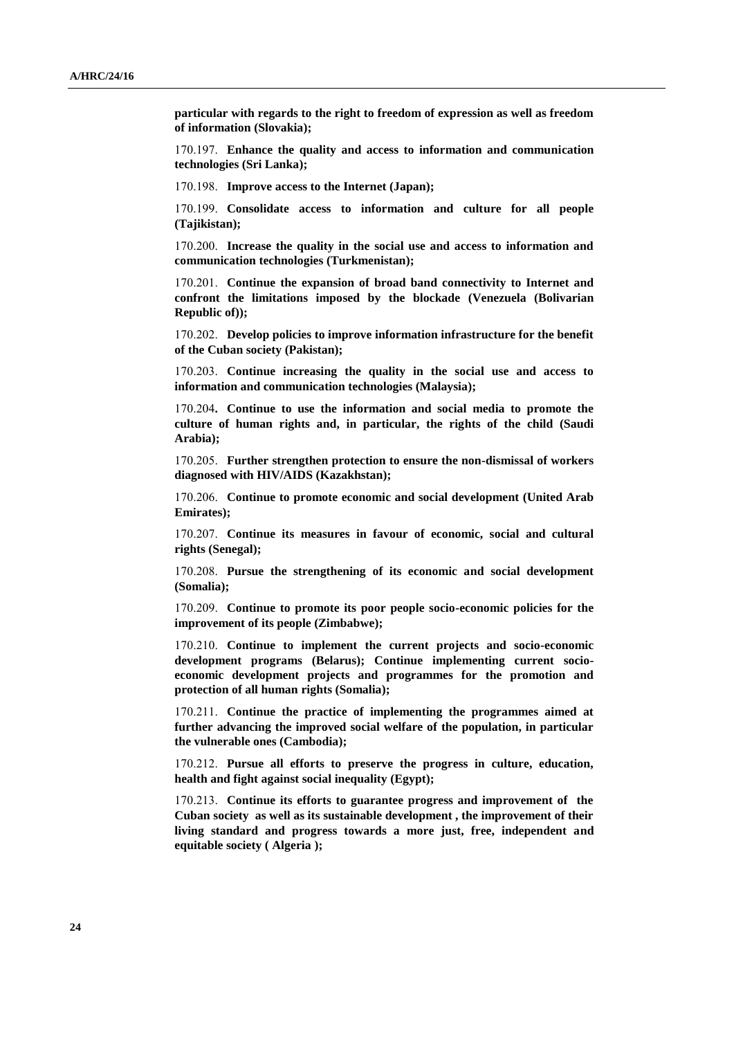**particular with regards to the right to freedom of expression as well as freedom of information (Slovakia);**

170.197. **Enhance the quality and access to information and communication technologies (Sri Lanka);**

170.198. **Improve access to the Internet (Japan);**

170.199. **Consolidate access to information and culture for all people (Tajikistan);**

170.200. **Increase the quality in the social use and access to information and communication technologies (Turkmenistan);**

170.201. **Continue the expansion of broad band connectivity to Internet and confront the limitations imposed by the blockade (Venezuela (Bolivarian Republic of));**

170.202. **Develop policies to improve information infrastructure for the benefit of the Cuban society (Pakistan);**

170.203. **Continue increasing the quality in the social use and access to information and communication technologies (Malaysia);**

170.204**. Continue to use the information and social media to promote the culture of human rights and, in particular, the rights of the child (Saudi Arabia);**

170.205. **Further strengthen protection to ensure the non-dismissal of workers diagnosed with HIV/AIDS (Kazakhstan);**

170.206. **Continue to promote economic and social development (United Arab Emirates);**

170.207. **Continue its measures in favour of economic, social and cultural rights (Senegal);**

170.208. **Pursue the strengthening of its economic and social development (Somalia);**

170.209. **Continue to promote its poor people socio-economic policies for the improvement of its people (Zimbabwe);**

170.210. **Continue to implement the current projects and socio-economic development programs (Belarus); Continue implementing current socio-economic development projects and programmes for the promotion and protection of all human rights (Somalia);**

170.211. **Continue the practice of implementing the programmes aimed at further advancing the improved social welfare of the population, in particular the vulnerable ones (Cambodia);**

170.212. **Pursue all efforts to preserve the progress in culture, education, health and fight against social inequality (Egypt);**

170.213. **Continue its efforts to guarantee progress and improvement of the Cuban society as well as its sustainable development , the improvement of their living standard and progress towards a more just, free, independent and equitable society ( Algeria );**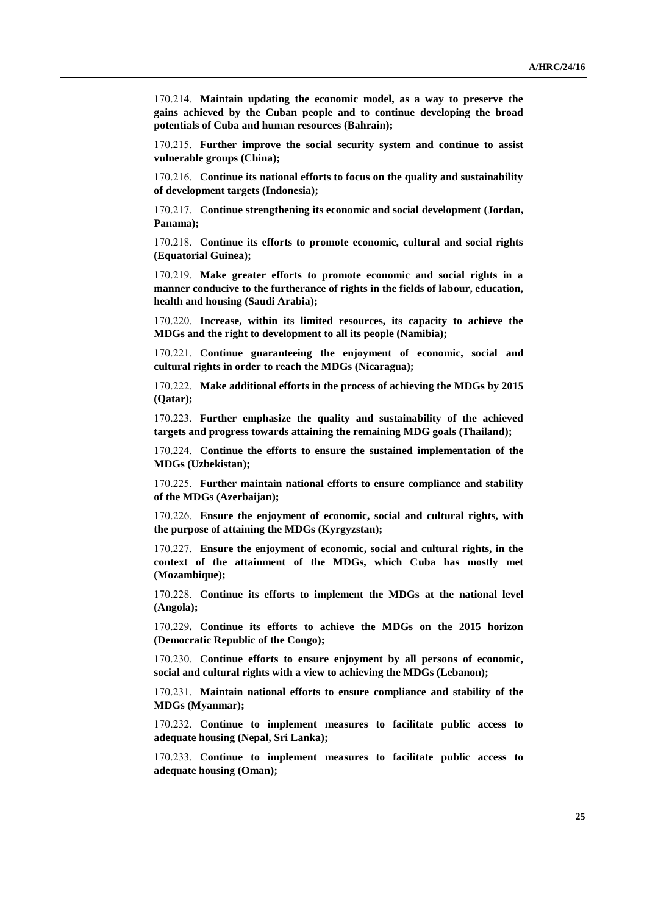170.214. **Maintain updating the economic model, as a way to preserve the gains achieved by the Cuban people and to continue developing the broad potentials of Cuba and human resources (Bahrain);**

170.215. **Further improve the social security system and continue to assist vulnerable groups (China);**

170.216. **Continue its national efforts to focus on the quality and sustainability of development targets (Indonesia);**

170.217. **Continue strengthening its economic and social development (Jordan, Panama);**

170.218. **Continue its efforts to promote economic, cultural and social rights (Equatorial Guinea);**

170.219. **Make greater efforts to promote economic and social rights in a manner conducive to the furtherance of rights in the fields of labour, education, health and housing (Saudi Arabia);**

170.220. **Increase, within its limited resources, its capacity to achieve the MDGs and the right to development to all its people (Namibia);**

170.221. **Continue guaranteeing the enjoyment of economic, social and cultural rights in order to reach the MDGs (Nicaragua);**

170.222. **Make additional efforts in the process of achieving the MDGs by 2015 (Qatar);**

170.223. **Further emphasize the quality and sustainability of the achieved targets and progress towards attaining the remaining MDG goals (Thailand);**

170.224. **Continue the efforts to ensure the sustained implementation of the MDGs (Uzbekistan);**

170.225. **Further maintain national efforts to ensure compliance and stability of the MDGs (Azerbaijan);**

170.226. **Ensure the enjoyment of economic, social and cultural rights, with the purpose of attaining the MDGs (Kyrgyzstan);**

170.227. **Ensure the enjoyment of economic, social and cultural rights, in the context of the attainment of the MDGs, which Cuba has mostly met (Mozambique);**

170.228. **Continue its efforts to implement the MDGs at the national level (Angola);**

170.229**. Continue its efforts to achieve the MDGs on the 2015 horizon (Democratic Republic of the Congo);**

170.230. **Continue efforts to ensure enjoyment by all persons of economic, social and cultural rights with a view to achieving the MDGs (Lebanon);**

170.231. **Maintain national efforts to ensure compliance and stability of the MDGs (Myanmar);**

170.232. **Continue to implement measures to facilitate public access to adequate housing (Nepal, Sri Lanka);**

170.233. **Continue to implement measures to facilitate public access to adequate housing (Oman);**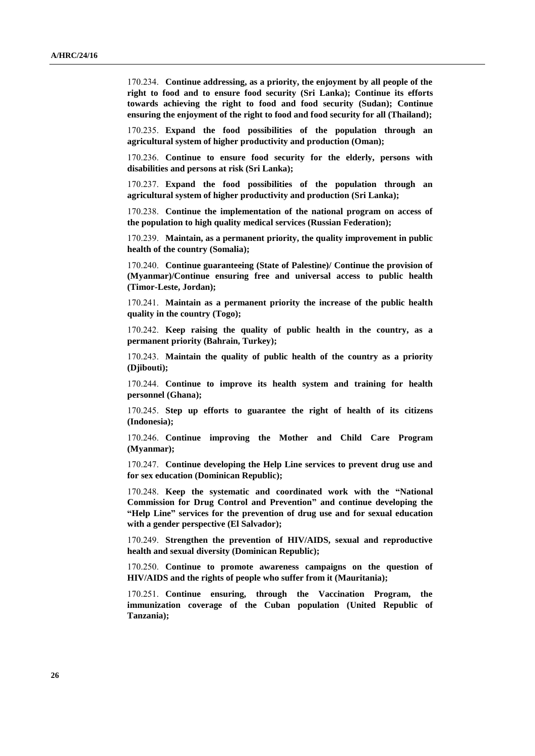170.234. **Continue addressing, as a priority, the enjoyment by all people of the right to food and to ensure food security (Sri Lanka); Continue its efforts towards achieving the right to food and food security (Sudan); Continue ensuring the enjoyment of the right to food and food security for all (Thailand);**

170.235. **Expand the food possibilities of the population through an agricultural system of higher productivity and production (Oman);**

170.236. **Continue to ensure food security for the elderly, persons with disabilities and persons at risk (Sri Lanka);**

170.237. **Expand the food possibilities of the population through an agricultural system of higher productivity and production (Sri Lanka);**

170.238. **Continue the implementation of the national program on access of the population to high quality medical services (Russian Federation);**

170.239. **Maintain, as a permanent priority, the quality improvement in public health of the country (Somalia);**

170.240. **Continue guaranteeing (State of Palestine)/ Continue the provision of (Myanmar)/Continue ensuring free and universal access to public health (Timor-Leste, Jordan);**

170.241. **Maintain as a permanent priority the increase of the public health quality in the country (Togo);**

170.242. **Keep raising the quality of public health in the country, as a permanent priority (Bahrain, Turkey);**

170.243. **Maintain the quality of public health of the country as a priority (Djibouti);**

170.244. **Continue to improve its health system and training for health personnel (Ghana);**

170.245. **Step up efforts to guarantee the right of health of its citizens (Indonesia);**

170.246. **Continue improving the Mother and Child Care Program (Myanmar);**

170.247. **Continue developing the Help Line services to prevent drug use and for sex education (Dominican Republic);**

170.248. **Keep the systematic and coordinated work with the "National Commission for Drug Control and Prevention" and continue developing the "Help Line" services for the prevention of drug use and for sexual education with a gender perspective (El Salvador);**

170.249. **Strengthen the prevention of HIV/AIDS, sexual and reproductive health and sexual diversity (Dominican Republic);**

170.250. **Continue to promote awareness campaigns on the question of HIV/AIDS and the rights of people who suffer from it (Mauritania);**

170.251. **Continue ensuring, through the Vaccination Program, the immunization coverage of the Cuban population (United Republic of Tanzania);**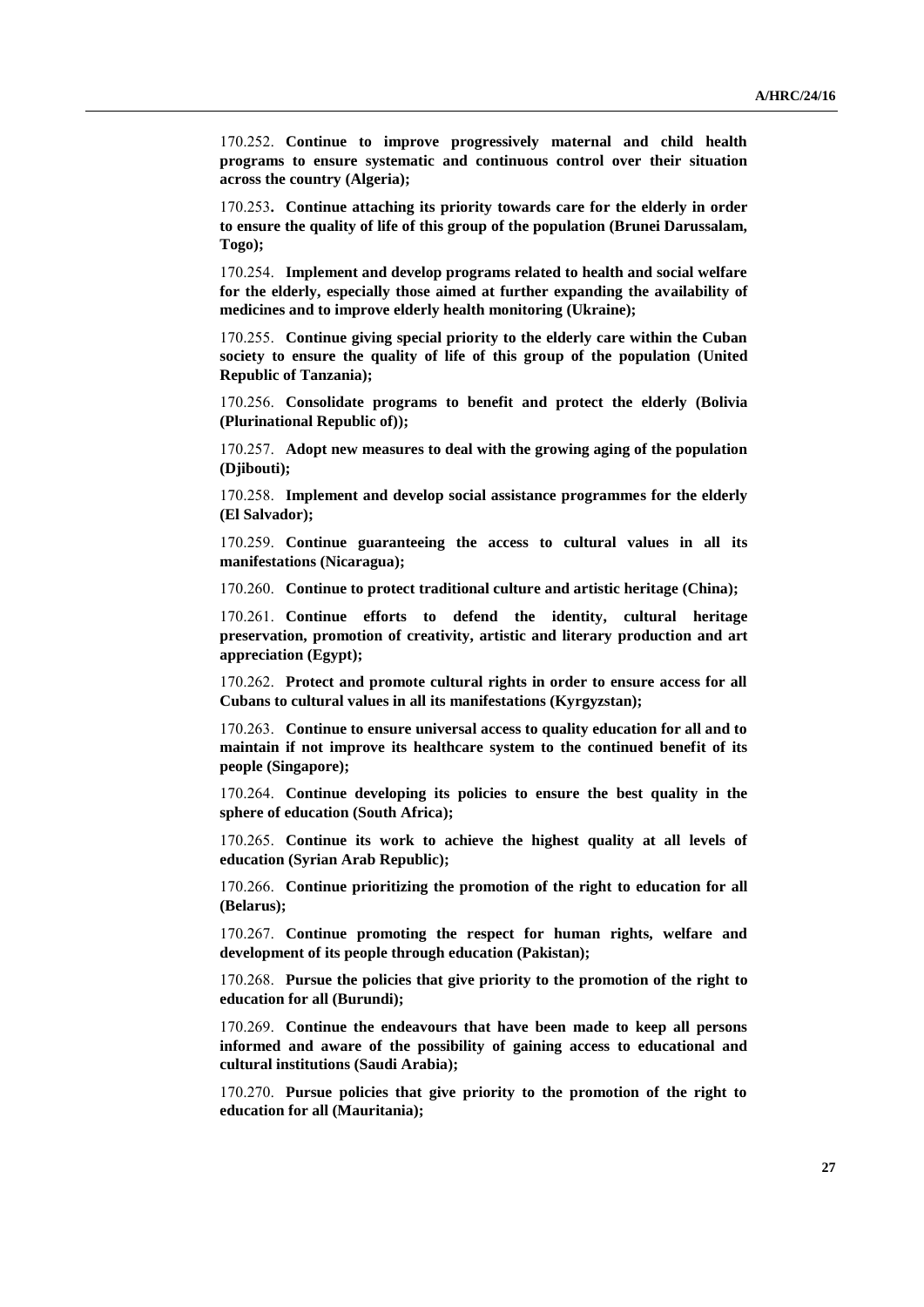170.252. **Continue to improve progressively maternal and child health programs to ensure systematic and continuous control over their situation across the country (Algeria);**

170.253**. Continue attaching its priority towards care for the elderly in order to ensure the quality of life of this group of the population (Brunei Darussalam, Togo);**

170.254. **Implement and develop programs related to health and social welfare for the elderly, especially those aimed at further expanding the availability of medicines and to improve elderly health monitoring (Ukraine);**

170.255. **Continue giving special priority to the elderly care within the Cuban society to ensure the quality of life of this group of the population (United Republic of Tanzania);**

170.256. **Consolidate programs to benefit and protect the elderly (Bolivia (Plurinational Republic of));**

170.257. **Adopt new measures to deal with the growing aging of the population (Djibouti);**

170.258. **Implement and develop social assistance programmes for the elderly (El Salvador);**

170.259. **Continue guaranteeing the access to cultural values in all its manifestations (Nicaragua);**

170.260. **Continue to protect traditional culture and artistic heritage (China);**

170.261. **Continue efforts to defend the identity, cultural heritage preservation, promotion of creativity, artistic and literary production and art appreciation (Egypt);**

170.262. **Protect and promote cultural rights in order to ensure access for all Cubans to cultural values in all its manifestations (Kyrgyzstan);**

170.263. **Continue to ensure universal access to quality education for all and to maintain if not improve its healthcare system to the continued benefit of its people (Singapore);**

170.264. **Continue developing its policies to ensure the best quality in the sphere of education (South Africa);**

170.265. **Continue its work to achieve the highest quality at all levels of education (Syrian Arab Republic);**

170.266. **Continue prioritizing the promotion of the right to education for all (Belarus);**

170.267. **Continue promoting the respect for human rights, welfare and development of its people through education (Pakistan);**

170.268. **Pursue the policies that give priority to the promotion of the right to education for all (Burundi);**

170.269. **Continue the endeavours that have been made to keep all persons informed and aware of the possibility of gaining access to educational and cultural institutions (Saudi Arabia);**

170.270. **Pursue policies that give priority to the promotion of the right to education for all (Mauritania);**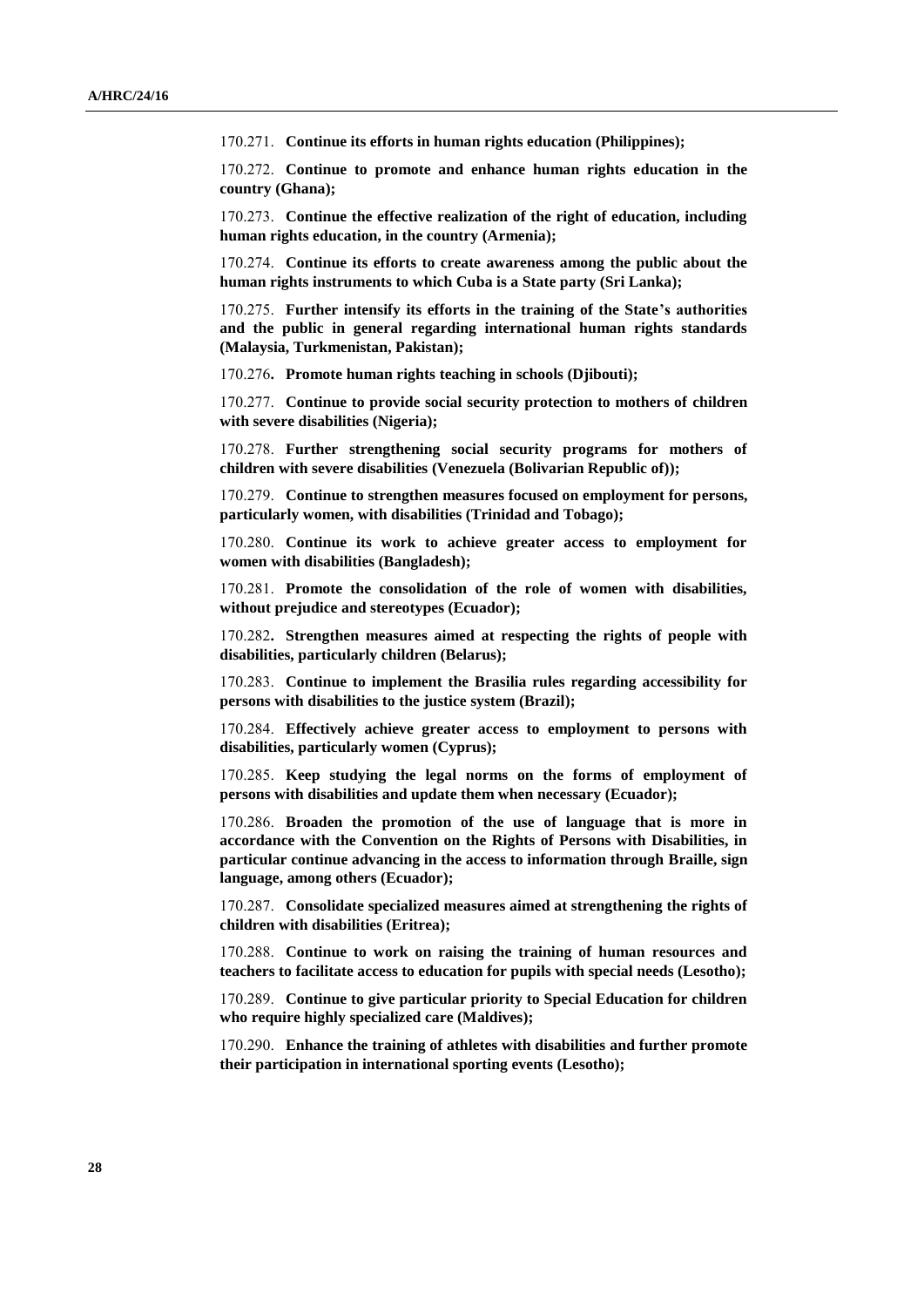170.271. **Continue its efforts in human rights education (Philippines);**

170.272. **Continue to promote and enhance human rights education in the country (Ghana);**

170.273. **Continue the effective realization of the right of education, including human rights education, in the country (Armenia);**

170.274. **Continue its efforts to create awareness among the public about the human rights instruments to which Cuba is a State party (Sri Lanka);**

170.275. **Further intensify its efforts in the training of the State's authorities and the public in general regarding international human rights standards (Malaysia, Turkmenistan, Pakistan);**

170.276**. Promote human rights teaching in schools (Djibouti);**

170.277. **Continue to provide social security protection to mothers of children with severe disabilities (Nigeria);**

170.278. **Further strengthening social security programs for mothers of children with severe disabilities (Venezuela (Bolivarian Republic of));**

170.279. **Continue to strengthen measures focused on employment for persons, particularly women, with disabilities (Trinidad and Tobago);**

170.280. **Continue its work to achieve greater access to employment for women with disabilities (Bangladesh);**

170.281. **Promote the consolidation of the role of women with disabilities, without prejudice and stereotypes (Ecuador);**

170.282**. Strengthen measures aimed at respecting the rights of people with disabilities, particularly children (Belarus);**

170.283. **Continue to implement the Brasilia rules regarding accessibility for persons with disabilities to the justice system (Brazil);**

170.284. **Effectively achieve greater access to employment to persons with disabilities, particularly women (Cyprus);**

170.285. **Keep studying the legal norms on the forms of employment of persons with disabilities and update them when necessary (Ecuador);**

170.286. **Broaden the promotion of the use of language that is more in accordance with the Convention on the Rights of Persons with Disabilities, in particular continue advancing in the access to information through Braille, sign language, among others (Ecuador);**

170.287. **Consolidate specialized measures aimed at strengthening the rights of children with disabilities (Eritrea);**

170.288. **Continue to work on raising the training of human resources and teachers to facilitate access to education for pupils with special needs (Lesotho);**

170.289. **Continue to give particular priority to Special Education for children who require highly specialized care (Maldives);**

170.290. **Enhance the training of athletes with disabilities and further promote their participation in international sporting events (Lesotho);**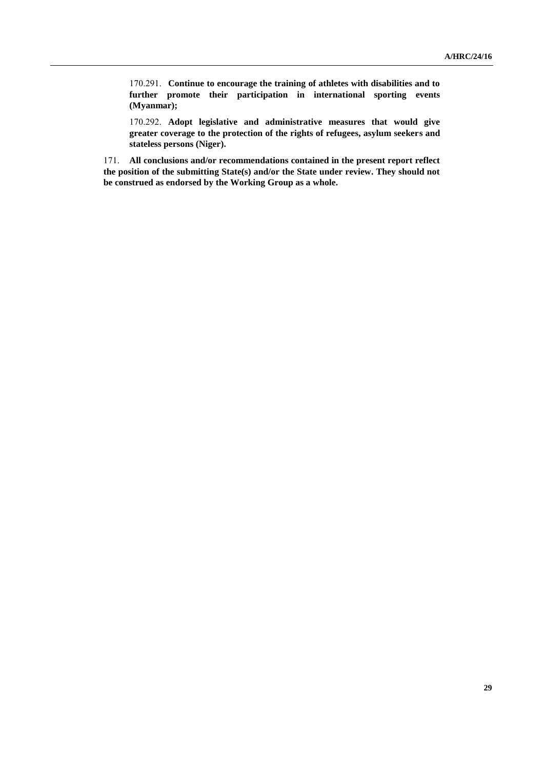170.291. **Continue to encourage the training of athletes with disabilities and to further promote their participation in international sporting events (Myanmar);**

170.292. **Adopt legislative and administrative measures that would give greater coverage to the protection of the rights of refugees, asylum seekers and stateless persons (Niger).**

171. **All conclusions and/or recommendations contained in the present report reflect the position of the submitting State(s) and/or the State under review. They should not be construed as endorsed by the Working Group as a whole.**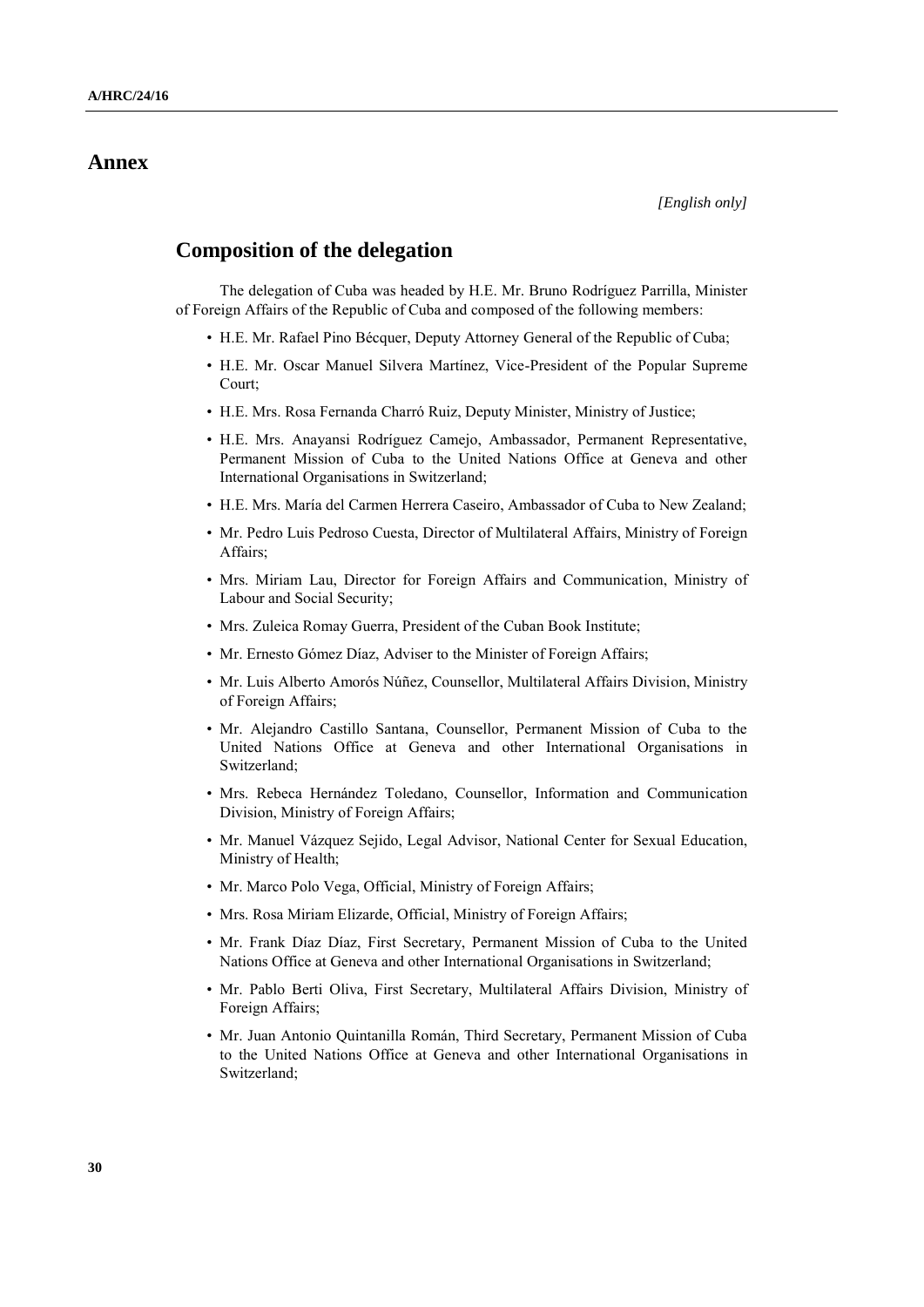# Annex

*[English only]*

## Composition of the delegation

The delegation of Cuba was headed by H.E. Mr. Bruno Rodríguez Parrilla, Minister of Foreign Affairs of the Republic of Cuba and composed of the following members:

- H.E. Mr. Rafael Pino Bécquer, Deputy Attorney General of the Republic of Cuba;
- H.E. Mr. Oscar Manuel Silvera Martínez, Vice-President of the Popular Supreme Court;
- H.E. Mrs. Rosa Fernanda Charró Ruiz, Deputy Minister, Ministry of Justice;
- H.E. Mrs. Anayansi Rodríguez Camejo, Ambassador, Permanent Representative, Permanent Mission of Cuba to the United Nations Office at Geneva and other International Organisations in Switzerland;
- H.E. Mrs. María del Carmen Herrera Caseiro, Ambassador of Cuba to New Zealand;
- Mr. Pedro Luis Pedroso Cuesta, Director of Multilateral Affairs, Ministry of Foreign Affairs;
- Mrs. Miriam Lau, Director for Foreign Affairs and Communication, Ministry of Labour and Social Security;
- Mrs. Zuleica Romay Guerra, President of the Cuban Book Institute;
- Mr. Ernesto Gómez Díaz, Adviser to the Minister of Foreign Affairs;
- Mr. Luis Alberto Amorós Núñez, Counsellor, Multilateral Affairs Division, Ministry of Foreign Affairs;
- Mr. Alejandro Castillo Santana, Counsellor, Permanent Mission of Cuba to the United Nations Office at Geneva and other International Organisations in Switzerland;
- Mrs. Rebeca Hernández Toledano, Counsellor, Information and Communication Division, Ministry of Foreign Affairs;
- Mr. Manuel Vázquez Sejido, Legal Advisor, National Center for Sexual Education, Ministry of Health;
- Mr. Marco Polo Vega, Official, Ministry of Foreign Affairs;
- Mrs. Rosa Miriam Elizarde, Official, Ministry of Foreign Affairs;
- Mr. Frank Díaz Díaz, First Secretary, Permanent Mission of Cuba to the United Nations Office at Geneva and other International Organisations in Switzerland;
- Mr. Pablo Berti Oliva, First Secretary, Multilateral Affairs Division, Ministry of Foreign Affairs;
- Mr. Juan Antonio Quintanilla Román, Third Secretary, Permanent Mission of Cuba to the United Nations Office at Geneva and other International Organisations in Switzerland;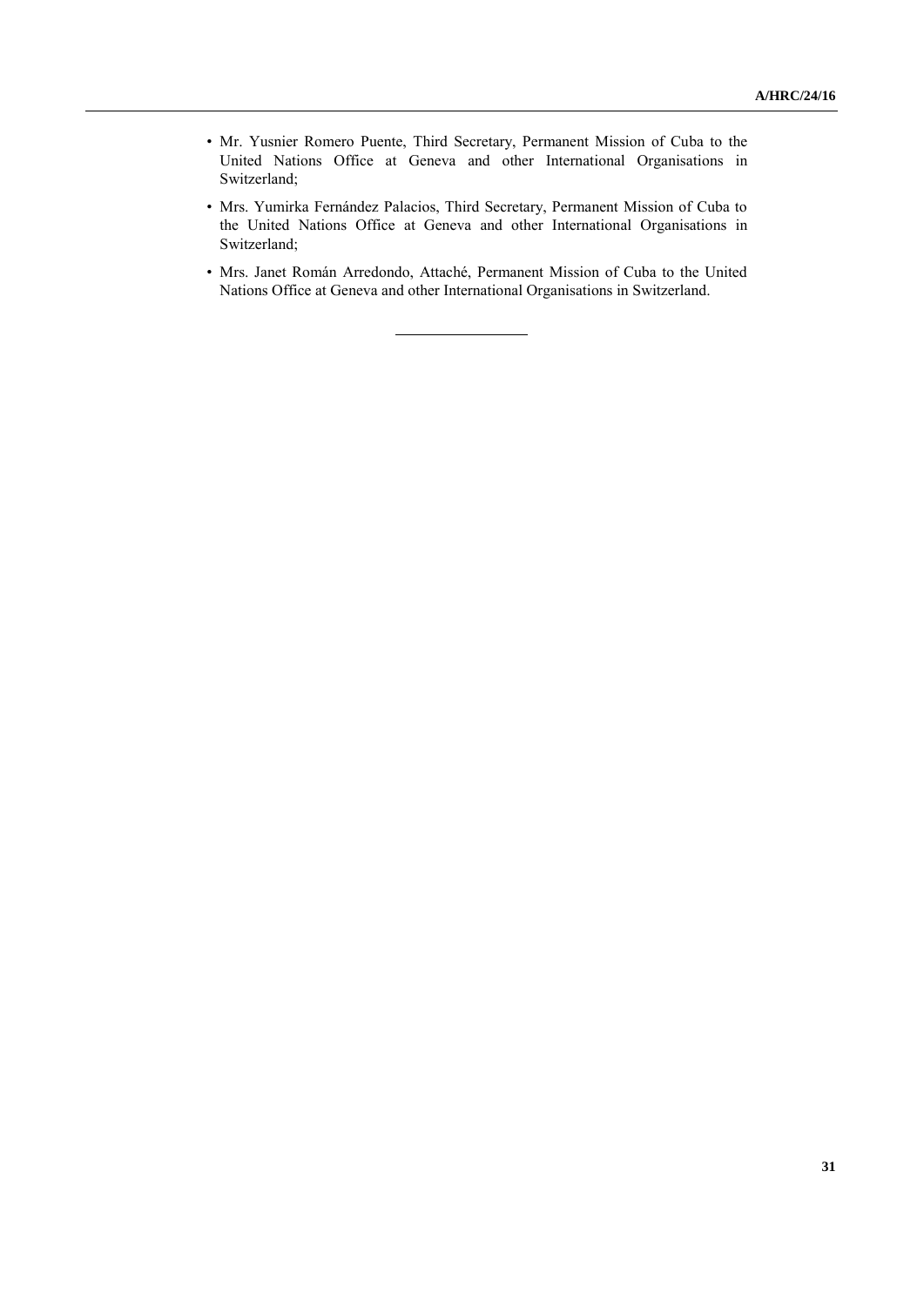- Mr. Yusnier Romero Puente, Third Secretary, Permanent Mission of Cuba to the United Nations Office at Geneva and other International Organisations in Switzerland;
- Mrs. Yumirka Fernández Palacios, Third Secretary, Permanent Mission of Cuba to the United Nations Office at Geneva and other International Organisations in Switzerland;
- Mrs. Janet Román Arredondo, Attaché, Permanent Mission of Cuba to the United Nations Office at Geneva and other International Organisations in Switzerland.